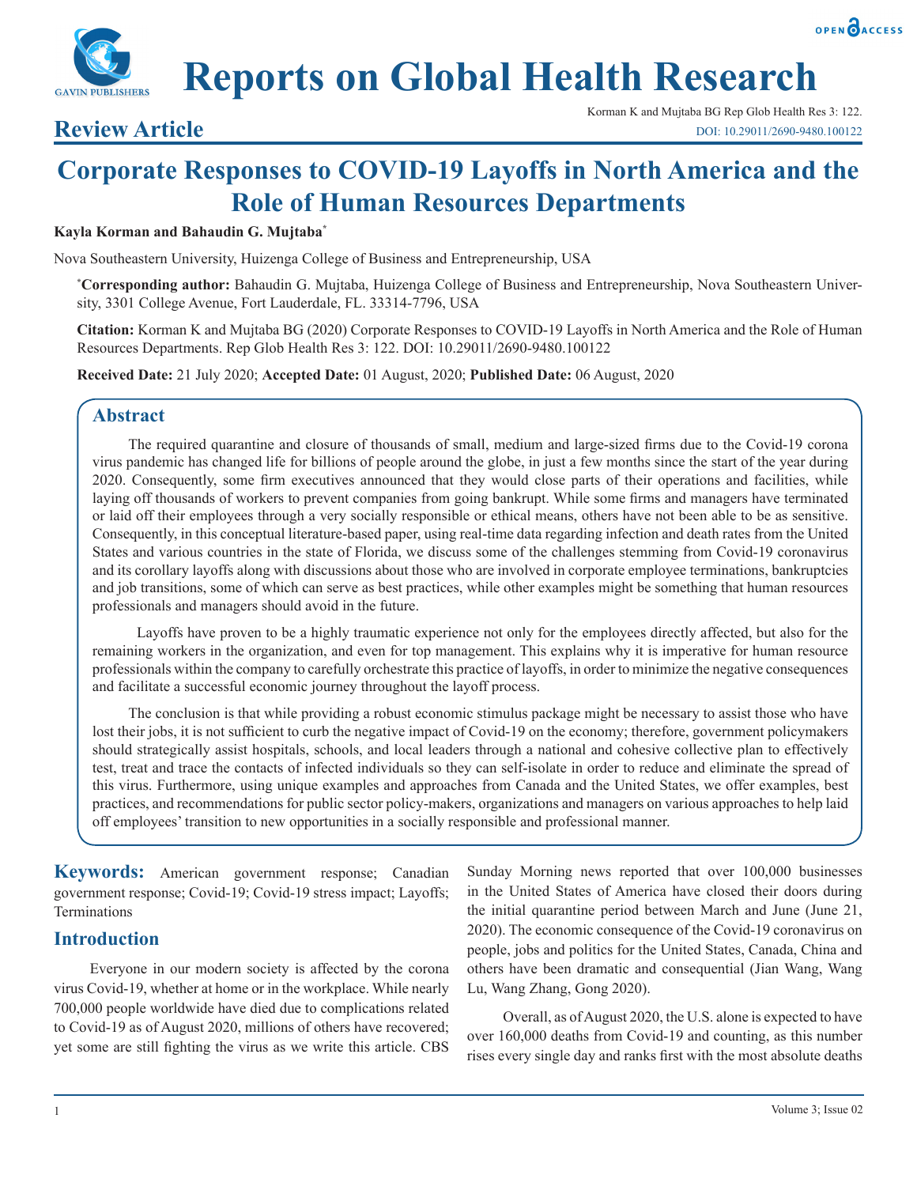# Corporate Responses to COVID-19 Layoffs in North America and the Role of Human Resources Departments

**Review Article**

**Kayla Korman and Bahaudin G. Mujtaba***

Nova Southeastern University, Huizenga College of Business and Entrepreneurship, USA

***Corresponding author:** Bahaudin G. Mujtaba, Huizenga College of Business and Entrepreneurship, Nova Southeastern University, 3301 College Avenue, Fort Lauderdale, FL. 33314-7796, USA

**Citation:** Korman K and Mujtaba BG (2020) Corporate Responses to COVID-19 Layoffs in North America and the Role of Human Resources Departments. Rep Glob Health Res 3: 122. DOI: 10.29011/2690-9480.100122

**Received Date:** 21 July 2020; **Accepted Date:** 01 August, 2020; **Published Date:** 06 August, 2020

## Abstract

The required quarantine and closure of thousands of small, medium and large-sized firms due to the Covid-19 corona virus pandemic has changed life for billions of people around the globe, in just a few months since the start of the year during 2020. Consequently, some firm executives announced that they would close parts of their operations and facilities, while laying off thousands of workers to prevent companies from going bankrupt. While some firms and managers have terminated or laid off their employees through a very socially responsible or ethical means, others have not been able to be as sensitive. Consequently, in this conceptual literature-based paper, using real-time data regarding infection and death rates from the United States and various countries in the state of Florida, we discuss some of the challenges stemming from Covid-19 coronavirus and its corollary layoffs along with discussions about those who are involved in corporate employee terminations, bankruptcies and job transitions, some of which can serve as best practices, while other examples might be something that human resources professionals and managers should avoid in the future.

Layoffs have proven to be a highly traumatic experience not only for the employees directly affected, but also for the remaining workers in the organization, and even for top management. This explains why it is imperative for human resource professionals within the company to carefully orchestrate this practice of layoffs, in order to minimize the negative consequences and facilitate a successful economic journey throughout the layoff process.

The conclusion is that while providing a robust economic stimulus package might be necessary to assist those who have lost their jobs, it is not sufficient to curb the negative impact of Covid-19 on the economy; therefore, government policymakers should strategically assist hospitals, schools, and local leaders through a national and cohesive collective plan to effectively test, treat and trace the contacts of infected individuals so they can self-isolate in order to reduce and eliminate the spread of this virus. Furthermore, using unique examples and approaches from Canada and the United States, we offer examples, best practices, and recommendations for public sector policy-makers, organizations and managers on various approaches to help laid off employees' transition to new opportunities in a socially responsible and professional manner.

**Keywords:** American government response; Canadian government response; Covid-19; Covid-19 stress impact; Layoffs; Terminations

## Introduction

Everyone in our modern society is affected by the corona virus Covid-19, whether at home or in the workplace. While nearly 700,000 people worldwide have died due to complications related to Covid-19 as of August 2020, millions of others have recovered; yet some are still fighting the virus as we write this article. CBS Sunday Morning news reported that over 100,000 businesses in the United States of America have closed their doors during the initial quarantine period between March and June (June 21, 2020). The economic consequence of the Covid-19 coronavirus on people, jobs and politics for the United States, Canada, China and others have been dramatic and consequential (Jian Wang, Wang Lu, Wang Zhang, Gong 2020).

Overall, as of August 2020, the U.S. alone is expected to have over 160,000 deaths from Covid-19 and counting, as this number rises every single day and ranks first with the most absolute deaths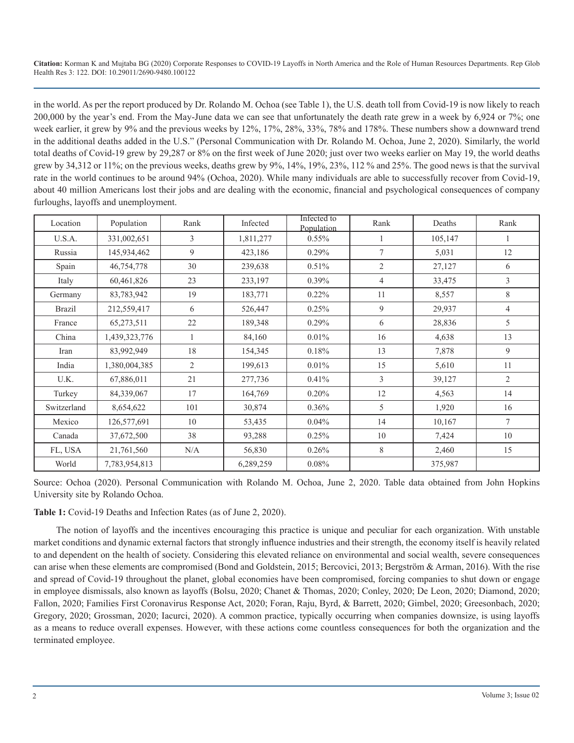in the world. As per the report produced by Dr. Rolando M. Ochoa (see Table 1), the U.S. death toll from Covid-19 is now likely to reach 200,000 by the year's end. From the May-June data we can see that unfortunately the death rate grew in a week by 6,924 or 7%; one week earlier, it grew by 9% and the previous weeks by 12%, 17%, 28%, 33%, 78% and 178%. These numbers show a downward trend in the additional deaths added in the U.S." (Personal Communication with Dr. Rolando M. Ochoa, June 2, 2020). Similarly, the world total deaths of Covid-19 grew by 29,287 or 8% on the first week of June 2020; just over two weeks earlier on May 19, the world deaths grew by 34,312 or 11%; on the previous weeks, deaths grew by 9%, 14%, 19%, 23%, 112 % and 25%. The good news is that the survival rate in the world continues to be around 94% (Ochoa, 2020). While many individuals are able to successfully recover from Covid-19, about 40 million Americans lost their jobs and are dealing with the economic, financial and psychological consequences of company furloughs, layoffs and unemployment.

| Location | Population | Rank | Infected | Infected to Population | Rank | Deaths | Rank |
|---|---|---|---|---|---|---|---|
| U.S.A. | 331,002,651 | 3 | 1,811,277 | 0.55% | 1 | 105,147 | 1 |
| Russia | 145,934,462 | 9 | 423,186 | 0.29% | 7 | 5,031 | 12 |
| Spain | 46,754,778 | 30 | 239,638 | 0.51% | 2 | 27,127 | 6 |
| Italy | 60,461,826 | 23 | 233,197 | 0.39% | 4 | 33,475 | 3 |
| Germany | 83,783,942 | 19 | 183,771 | 0.22% | 11 | 8,557 | 8 |
| Brazil | 212,559,417 | 6 | 526,447 | 0.25% | 9 | 29,937 | 4 |
| France | 65,273,511 | 22 | 189,348 | 0.29% | 6 | 28,836 | 5 |
| China | 1,439,323,776 | 1 | 84,160 | 0.01% | 16 | 4,638 | 13 |
| Iran | 83,992,949 | 18 | 154,345 | 0.18% | 13 | 7,878 | 9 |
| India | 1,380,004,385 | 2 | 199,613 | 0.01% | 15 | 5,610 | 11 |
| U.K. | 67,886,011 | 21 | 277,736 | 0.41% | 3 | 39,127 | 2 |
| Turkey | 84,339,067 | 17 | 164,769 | 0.20% | 12 | 4,563 | 14 |
| Switzerland | 8,654,622 | 101 | 30,874 | 0.36% | 5 | 1,920 | 16 |
| Mexico | 126,577,691 | 10 | 53,435 | 0.04% | 14 | 10,167 | 7 |
| Canada | 37,672,500 | 38 | 93,288 | 0.25% | 10 | 7,424 | 10 |
| FL, USA | 21,761,560 | N/A | 56,830 | 0.26% | 8 | 2,460 | 15 |
| World | 7,783,954,813 | | 6,289,259 | 0.08% | | 375,987 | |

Source: Ochoa (2020). Personal Communication with Rolando M. Ochoa, June 2, 2020. Table data obtained from John Hopkins University site by Rolando Ochoa.

**Table 1:** Covid-19 Deaths and Infection Rates (as of June 2, 2020).

The notion of layoffs and the incentives encouraging this practice is unique and peculiar for each organization. With unstable market conditions and dynamic external factors that strongly influence industries and their strength, the economy itself is heavily related to and dependent on the health of society. Considering this elevated reliance on environmental and social wealth, severe consequences can arise when these elements are compromised (Bond and Goldstein, 2015; Bercovici, 2013; Bergström & Arman, 2016). With the rise and spread of Covid-19 throughout the planet, global economies have been compromised, forcing companies to shut down or engage in employee dismissals, also known as layoffs (Bolsu, 2020; Chanet & Thomas, 2020; Conley, 2020; De Leon, 2020; Diamond, 2020; Fallon, 2020; Families First Coronavirus Response Act, 2020; Foran, Raju, Byrd, & Barrett, 2020; Gimbel, 2020; Greesonbach, 2020; Gregory, 2020; Grossman, 2020; Iacurci, 2020). A common practice, typically occurring when companies downsize, is using layoffs as a means to reduce overall expenses. However, with these actions come countless consequences for both the organization and the terminated employee.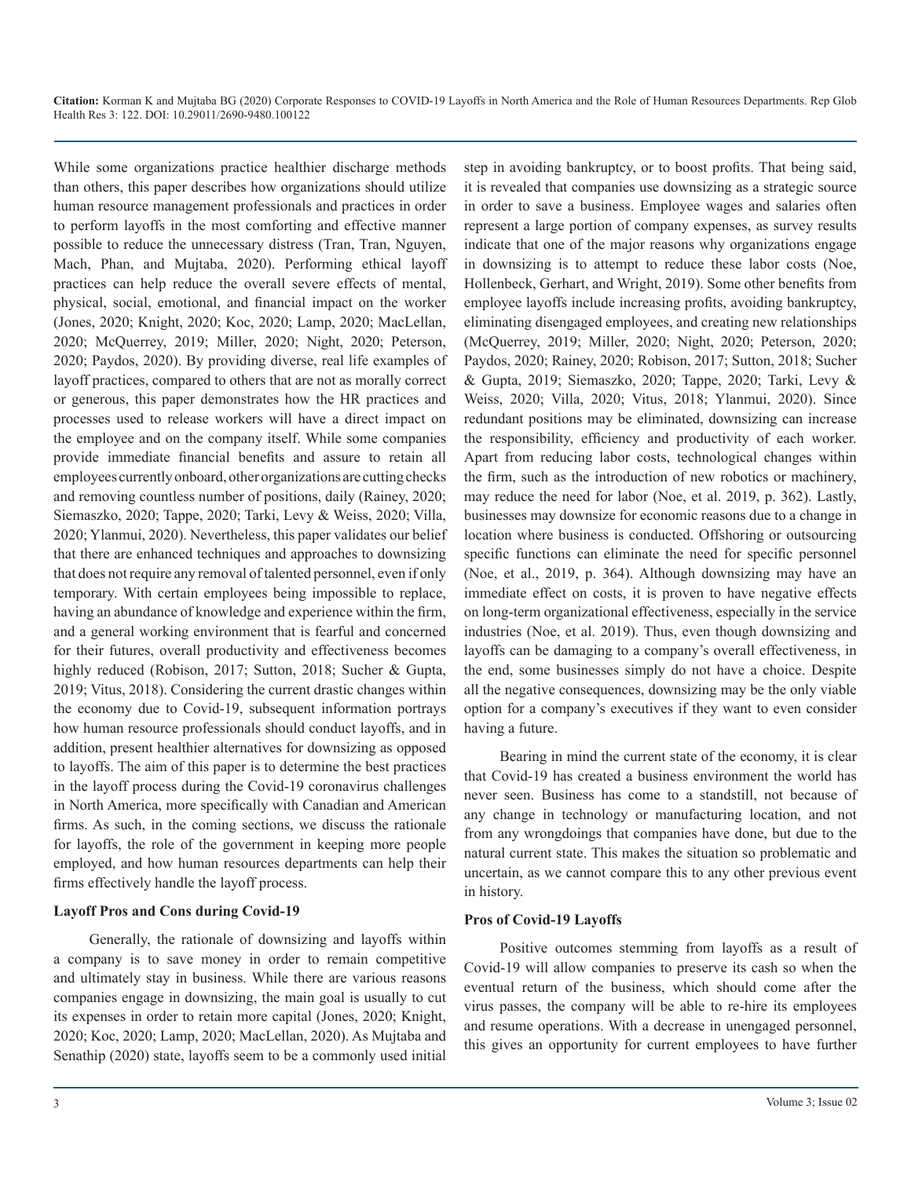While some organizations practice healthier discharge methods than others, this paper describes how organizations should utilize human resource management professionals and practices in order to perform layoffs in the most comforting and effective manner possible to reduce the unnecessary distress (Tran, Tran, Nguyen, Mach, Phan, and Mujtaba, 2020). Performing ethical layoff practices can help reduce the overall severe effects of mental, physical, social, emotional, and financial impact on the worker (Jones, 2020; Knight, 2020; Koc, 2020; Lamp, 2020; MacLellan, 2020; McQuerrey, 2019; Miller, 2020; Night, 2020; Peterson, 2020; Paydos, 2020). By providing diverse, real life examples of layoff practices, compared to others that are not as morally correct or generous, this paper demonstrates how the HR practices and processes used to release workers will have a direct impact on the employee and on the company itself. While some companies provide immediate financial benefits and assure to retain all employees currently onboard, other organizations are cutting checks and removing countless number of positions, daily (Rainey, 2020; Siemaszko, 2020; Tappe, 2020; Tarki, Levy & Weiss, 2020; Villa, 2020; Ylanmui, 2020). Nevertheless, this paper validates our belief that there are enhanced techniques and approaches to downsizing that does not require any removal of talented personnel, even if only temporary. With certain employees being impossible to replace, having an abundance of knowledge and experience within the firm, and a general working environment that is fearful and concerned for their futures, overall productivity and effectiveness becomes highly reduced (Robison, 2017; Sutton, 2018; Sucher & Gupta, 2019; Vitus, 2018). Considering the current drastic changes within the economy due to Covid-19, subsequent information portrays how human resource professionals should conduct layoffs, and in addition, present healthier alternatives for downsizing as opposed to layoffs. The aim of this paper is to determine the best practices in the layoff process during the Covid-19 coronavirus challenges in North America, more specifically with Canadian and American firms. As such, in the coming sections, we discuss the rationale for layoffs, the role of the government in keeping more people employed, and how human resources departments can help their firms effectively handle the layoff process.

## Layoff Pros and Cons during Covid-19

Generally, the rationale of downsizing and layoffs within a company is to save money in order to remain competitive and ultimately stay in business. While there are various reasons companies engage in downsizing, the main goal is usually to cut its expenses in order to retain more capital (Jones, 2020; Knight, 2020; Koc, 2020; Lamp, 2020; MacLellan, 2020). As Mujtaba and Senathip (2020) state, layoffs seem to be a commonly used initial step in avoiding bankruptcy, or to boost profits. That being said, it is revealed that companies use downsizing as a strategic source in order to save a business. Employee wages and salaries often represent a large portion of company expenses, as survey results indicate that one of the major reasons why organizations engage in downsizing is to attempt to reduce these labor costs (Noe, Hollenbeck, Gerhart, and Wright, 2019). Some other benefits from employee layoffs include increasing profits, avoiding bankruptcy, eliminating disengaged employees, and creating new relationships (McQuerrey, 2019; Miller, 2020; Night, 2020; Peterson, 2020; Paydos, 2020; Rainey, 2020; Robison, 2017; Sutton, 2018; Sucher & Gupta, 2019; Siemaszko, 2020; Tappe, 2020; Tarki, Levy & Weiss, 2020; Villa, 2020; Vitus, 2018; Ylanmui, 2020). Since redundant positions may be eliminated, downsizing can increase the responsibility, efficiency and productivity of each worker. Apart from reducing labor costs, technological changes within the firm, such as the introduction of new robotics or machinery, may reduce the need for labor (Noe, et al. 2019, p. 362). Lastly, businesses may downsize for economic reasons due to a change in location where business is conducted. Offshoring or outsourcing specific functions can eliminate the need for specific personnel (Noe, et al., 2019, p. 364). Although downsizing may have an immediate effect on costs, it is proven to have negative effects on long-term organizational effectiveness, especially in the service industries (Noe, et al. 2019). Thus, even though downsizing and layoffs can be damaging to a company's overall effectiveness, in the end, some businesses simply do not have a choice. Despite all the negative consequences, downsizing may be the only viable option for a company's executives if they want to even consider having a future.

Bearing in mind the current state of the economy, it is clear that Covid-19 has created a business environment the world has never seen. Business has come to a standstill, not because of any change in technology or manufacturing location, and not from any wrongdoings that companies have done, but due to the natural current state. This makes the situation so problematic and uncertain, as we cannot compare this to any other previous event in history.

### Pros of Covid-19 Layoffs

Positive outcomes stemming from layoffs as a result of Covid-19 will allow companies to preserve its cash so when the eventual return of the business, which should come after the virus passes, the company will be able to re-hire its employees and resume operations. With a decrease in unengaged personnel, this gives an opportunity for current employees to have further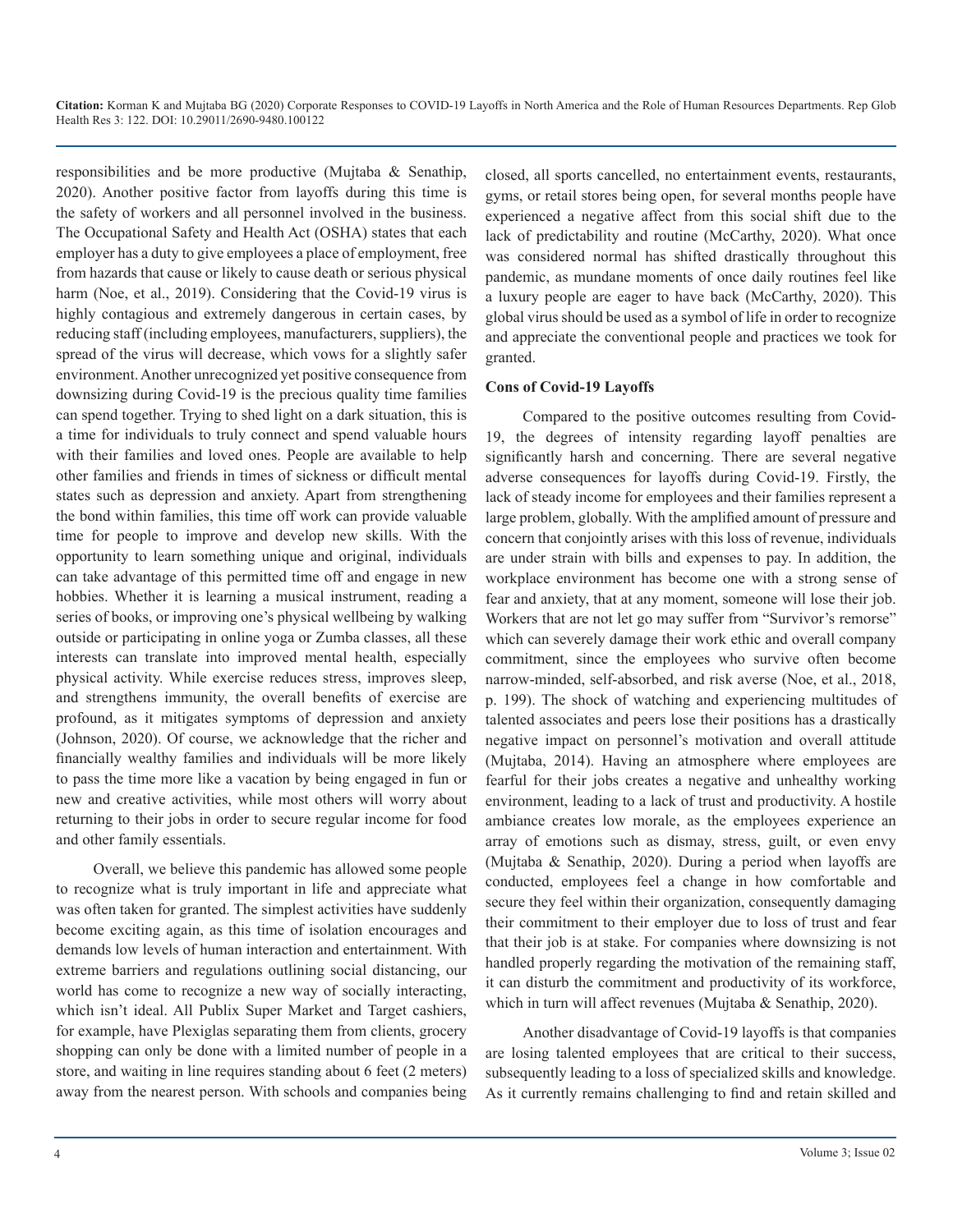responsibilities and be more productive (Mujtaba & Senathip, 2020). Another positive factor from layoffs during this time is the safety of workers and all personnel involved in the business. The Occupational Safety and Health Act (OSHA) states that each employer has a duty to give employees a place of employment, free from hazards that cause or likely to cause death or serious physical harm (Noe, et al., 2019). Considering that the Covid-19 virus is highly contagious and extremely dangerous in certain cases, by reducing staff (including employees, manufacturers, suppliers), the spread of the virus will decrease, which vows for a slightly safer environment. Another unrecognized yet positive consequence from downsizing during Covid-19 is the precious quality time families can spend together. Trying to shed light on a dark situation, this is a time for individuals to truly connect and spend valuable hours with their families and loved ones. People are available to help other families and friends in times of sickness or difficult mental states such as depression and anxiety. Apart from strengthening the bond within families, this time off work can provide valuable time for people to improve and develop new skills. With the opportunity to learn something unique and original, individuals can take advantage of this permitted time off and engage in new hobbies. Whether it is learning a musical instrument, reading a series of books, or improving one's physical wellbeing by walking outside or participating in online yoga or Zumba classes, all these interests can translate into improved mental health, especially physical activity. While exercise reduces stress, improves sleep, and strengthens immunity, the overall benefits of exercise are profound, as it mitigates symptoms of depression and anxiety (Johnson, 2020). Of course, we acknowledge that the richer and financially wealthy families and individuals will be more likely to pass the time more like a vacation by being engaged in fun or new and creative activities, while most others will worry about returning to their jobs in order to secure regular income for food and other family essentials.

Overall, we believe this pandemic has allowed some people to recognize what is truly important in life and appreciate what was often taken for granted. The simplest activities have suddenly become exciting again, as this time of isolation encourages and demands low levels of human interaction and entertainment. With extreme barriers and regulations outlining social distancing, our world has come to recognize a new way of socially interacting, which isn't ideal. All Publix Super Market and Target cashiers, for example, have Plexiglas separating them from clients, grocery shopping can only be done with a limited number of people in a store, and waiting in line requires standing about 6 feet (2 meters) away from the nearest person. With schools and companies being closed, all sports cancelled, no entertainment events, restaurants, gyms, or retail stores being open, for several months people have experienced a negative affect from this social shift due to the lack of predictability and routine (McCarthy, 2020). What once was considered normal has shifted drastically throughout this pandemic, as mundane moments of once daily routines feel like a luxury people are eager to have back (McCarthy, 2020). This global virus should be used as a symbol of life in order to recognize and appreciate the conventional people and practices we took for granted.

**Cons of Covid-19 Layoffs**

Compared to the positive outcomes resulting from Covid-19, the degrees of intensity regarding layoff penalties are significantly harsh and concerning. There are several negative adverse consequences for layoffs during Covid-19. Firstly, the lack of steady income for employees and their families represent a large problem, globally. With the amplified amount of pressure and concern that conjointly arises with this loss of revenue, individuals are under strain with bills and expenses to pay. In addition, the workplace environment has become one with a strong sense of fear and anxiety, that at any moment, someone will lose their job. Workers that are not let go may suffer from "Survivor's remorse" which can severely damage their work ethic and overall company commitment, since the employees who survive often become narrow-minded, self-absorbed, and risk averse (Noe, et al., 2018, p. 199). The shock of watching and experiencing multitudes of talented associates and peers lose their positions has a drastically negative impact on personnel's motivation and overall attitude (Mujtaba, 2014). Having an atmosphere where employees are fearful for their jobs creates a negative and unhealthy working environment, leading to a lack of trust and productivity. A hostile ambiance creates low morale, as the employees experience an array of emotions such as dismay, stress, guilt, or even envy (Mujtaba & Senathip, 2020). During a period when layoffs are conducted, employees feel a change in how comfortable and secure they feel within their organization, consequently damaging their commitment to their employer due to loss of trust and fear that their job is at stake. For companies where downsizing is not handled properly regarding the motivation of the remaining staff, it can disturb the commitment and productivity of its workforce, which in turn will affect revenues (Mujtaba & Senathip, 2020).

Another disadvantage of Covid-19 layoffs is that companies are losing talented employees that are critical to their success, subsequently leading to a loss of specialized skills and knowledge. As it currently remains challenging to find and retain skilled and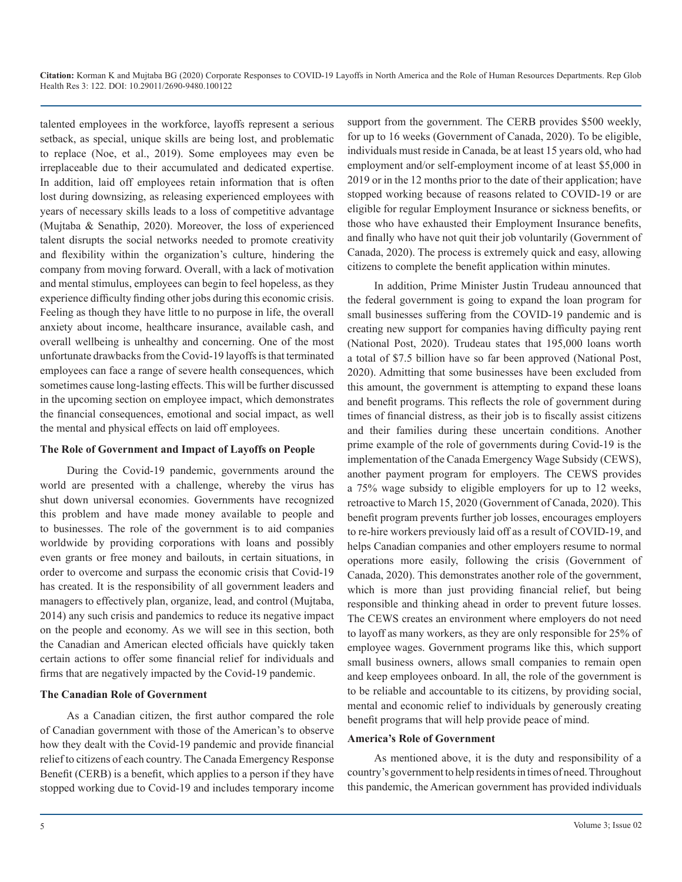talented employees in the workforce, layoffs represent a serious setback, as special, unique skills are being lost, and problematic to replace (Noe, et al., 2019). Some employees may even be irreplaceable due to their accumulated and dedicated expertise. In addition, laid off employees retain information that is often lost during downsizing, as releasing experienced employees with years of necessary skills leads to a loss of competitive advantage (Mujtaba & Senathip, 2020). Moreover, the loss of experienced talent disrupts the social networks needed to promote creativity and flexibility within the organization's culture, hindering the company from moving forward. Overall, with a lack of motivation and mental stimulus, employees can begin to feel hopeless, as they experience difficulty finding other jobs during this economic crisis. Feeling as though they have little to no purpose in life, the overall anxiety about income, healthcare insurance, available cash, and overall wellbeing is unhealthy and concerning. One of the most unfortunate drawbacks from the Covid-19 layoffs is that terminated employees can face a range of severe health consequences, which sometimes cause long-lasting effects. This will be further discussed in the upcoming section on employee impact, which demonstrates the financial consequences, emotional and social impact, as well the mental and physical effects on laid off employees.

## The Role of Government and Impact of Layoffs on People

During the Covid-19 pandemic, governments around the world are presented with a challenge, whereby the virus has shut down universal economies. Governments have recognized this problem and have made money available to people and to businesses. The role of the government is to aid companies worldwide by providing corporations with loans and possibly even grants or free money and bailouts, in certain situations, in order to overcome and surpass the economic crisis that Covid-19 has created. It is the responsibility of all government leaders and managers to effectively plan, organize, lead, and control (Mujtaba, 2014) any such crisis and pandemics to reduce its negative impact on the people and economy. As we will see in this section, both the Canadian and American elected officials have quickly taken certain actions to offer some financial relief for individuals and firms that are negatively impacted by the Covid-19 pandemic.

### The Canadian Role of Government

As a Canadian citizen, the first author compared the role of Canadian government with those of the American's to observe how they dealt with the Covid-19 pandemic and provide financial relief to citizens of each country. The Canada Emergency Response Benefit (CERB) is a benefit, which applies to a person if they have stopped working due to Covid-19 and includes temporary income support from the government. The CERB provides $500 weekly, for up to 16 weeks (Government of Canada, 2020). To be eligible, individuals must reside in Canada, be at least 15 years old, who had employment and/or self-employment income of at least $5,000 in 2019 or in the 12 months prior to the date of their application; have stopped working because of reasons related to COVID-19 or are eligible for regular Employment Insurance or sickness benefits, or those who have exhausted their Employment Insurance benefits, and finally who have not quit their job voluntarily (Government of Canada, 2020). The process is extremely quick and easy, allowing citizens to complete the benefit application within minutes.

In addition, Prime Minister Justin Trudeau announced that the federal government is going to expand the loan program for small businesses suffering from the COVID-19 pandemic and is creating new support for companies having difficulty paying rent (National Post, 2020). Trudeau states that 195,000 loans worth a total of $7.5 billion have so far been approved (National Post, 2020). Admitting that some businesses have been excluded from this amount, the government is attempting to expand these loans and benefit programs. This reflects the role of government during times of financial distress, as their job is to fiscally assist citizens and their families during these uncertain conditions. Another prime example of the role of governments during Covid-19 is the implementation of the Canada Emergency Wage Subsidy (CEWS), another payment program for employers. The CEWS provides a 75% wage subsidy to eligible employers for up to 12 weeks, retroactive to March 15, 2020 (Government of Canada, 2020). This benefit program prevents further job losses, encourages employers to re-hire workers previously laid off as a result of COVID-19, and helps Canadian companies and other employers resume to normal operations more easily, following the crisis (Government of Canada, 2020). This demonstrates another role of the government, which is more than just providing financial relief, but being responsible and thinking ahead in order to prevent future losses. The CEWS creates an environment where employers do not need to layoff as many workers, as they are only responsible for 25% of employee wages. Government programs like this, which support small business owners, allows small companies to remain open and keep employees onboard. In all, the role of the government is to be reliable and accountable to its citizens, by providing social, mental and economic relief to individuals by generously creating benefit programs that will help provide peace of mind.

### America's Role of Government

As mentioned above, it is the duty and responsibility of a country's government to help residents in times of need. Throughout this pandemic, the American government has provided individuals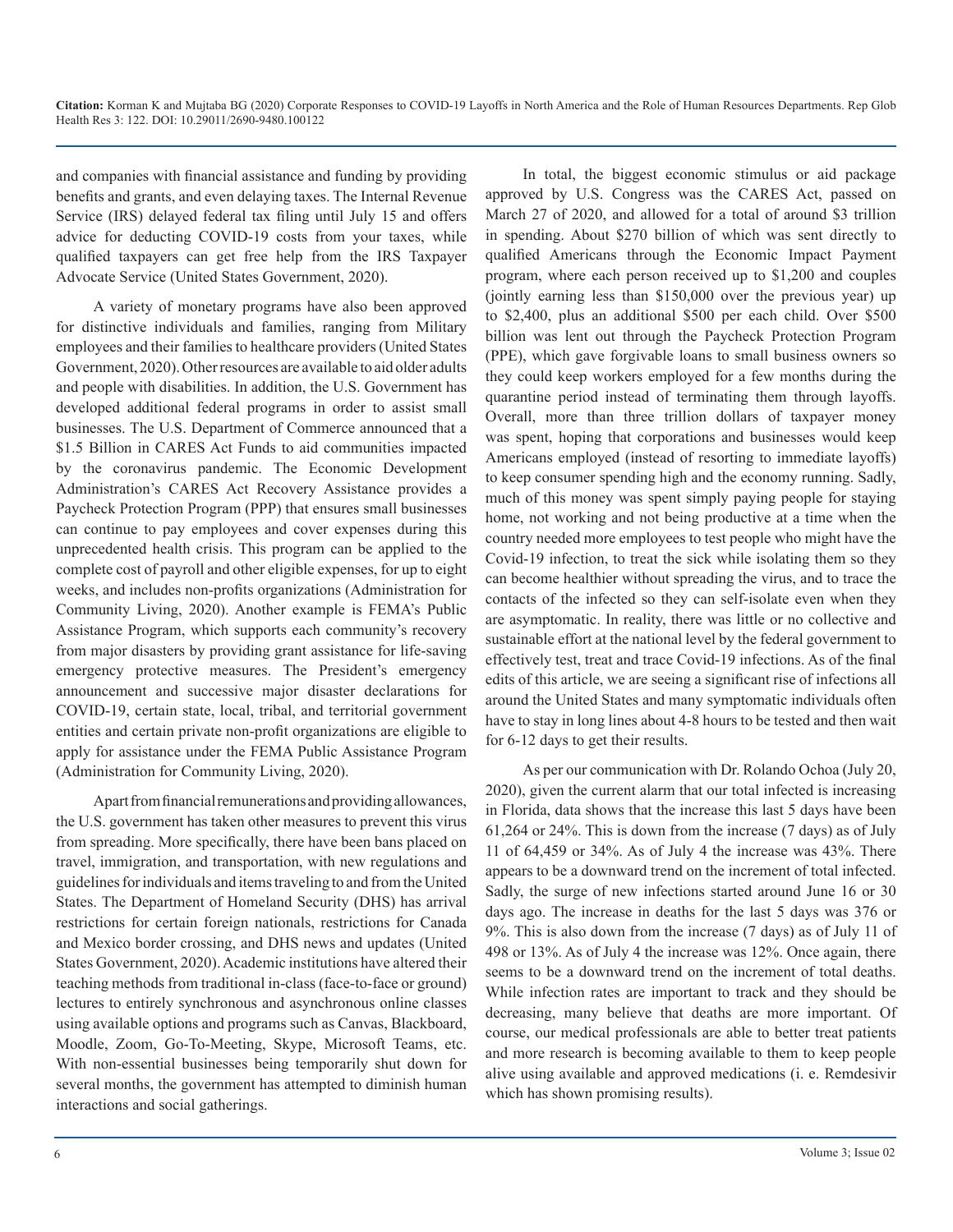and companies with financial assistance and funding by providing benefits and grants, and even delaying taxes. The Internal Revenue Service (IRS) delayed federal tax filing until July 15 and offers advice for deducting COVID-19 costs from your taxes, while qualified taxpayers can get free help from the IRS Taxpayer Advocate Service (United States Government, 2020).

A variety of monetary programs have also been approved for distinctive individuals and families, ranging from Military employees and their families to healthcare providers (United States Government, 2020). Other resources are available to aid older adults and people with disabilities. In addition, the U.S. Government has developed additional federal programs in order to assist small businesses. The U.S. Department of Commerce announced that a $1.5 Billion in CARES Act Funds to aid communities impacted by the coronavirus pandemic. The Economic Development Administration's CARES Act Recovery Assistance provides a Paycheck Protection Program (PPP) that ensures small businesses can continue to pay employees and cover expenses during this unprecedented health crisis. This program can be applied to the complete cost of payroll and other eligible expenses, for up to eight weeks, and includes non-profits organizations (Administration for Community Living, 2020). Another example is FEMA's Public Assistance Program, which supports each community's recovery from major disasters by providing grant assistance for life-saving emergency protective measures. The President's emergency announcement and successive major disaster declarations for COVID-19, certain state, local, tribal, and territorial government entities and certain private non-profit organizations are eligible to apply for assistance under the FEMA Public Assistance Program (Administration for Community Living, 2020).

Apart from financial remunerations and providing allowances, the U.S. government has taken other measures to prevent this virus from spreading. More specifically, there have been bans placed on travel, immigration, and transportation, with new regulations and guidelines for individuals and items traveling to and from the United States. The Department of Homeland Security (DHS) has arrival restrictions for certain foreign nationals, restrictions for Canada and Mexico border crossing, and DHS news and updates (United States Government, 2020). Academic institutions have altered their teaching methods from traditional in-class (face-to-face or ground) lectures to entirely synchronous and asynchronous online classes using available options and programs such as Canvas, Blackboard, Moodle, Zoom, Go-To-Meeting, Skype, Microsoft Teams, etc. With non-essential businesses being temporarily shut down for several months, the government has attempted to diminish human interactions and social gatherings.

In total, the biggest economic stimulus or aid package approved by U.S. Congress was the CARES Act, passed on March 27 of 2020, and allowed for a total of around $3 trillion in spending. About $270 billion of which was sent directly to qualified Americans through the Economic Impact Payment program, where each person received up to $1,200 and couples (jointly earning less than $150,000 over the previous year) up to $2,400, plus an additional $500 per each child. Over $500 billion was lent out through the Paycheck Protection Program (PPE), which gave forgivable loans to small business owners so they could keep workers employed for a few months during the quarantine period instead of terminating them through layoffs. Overall, more than three trillion dollars of taxpayer money was spent, hoping that corporations and businesses would keep Americans employed (instead of resorting to immediate layoffs) to keep consumer spending high and the economy running. Sadly, much of this money was spent simply paying people for staying home, not working and not being productive at a time when the country needed more employees to test people who might have the Covid-19 infection, to treat the sick while isolating them so they can become healthier without spreading the virus, and to trace the contacts of the infected so they can self-isolate even when they are asymptomatic. In reality, there was little or no collective and sustainable effort at the national level by the federal government to effectively test, treat and trace Covid-19 infections. As of the final edits of this article, we are seeing a significant rise of infections all around the United States and many symptomatic individuals often have to stay in long lines about 4-8 hours to be tested and then wait for 6-12 days to get their results.

As per our communication with Dr. Rolando Ochoa (July 20, 2020), given the current alarm that our total infected is increasing in Florida, data shows that the increase this last 5 days have been 61,264 or 24%. This is down from the increase (7 days) as of July 11 of 64,459 or 34%. As of July 4 the increase was 43%. There appears to be a downward trend on the increment of total infected. Sadly, the surge of new infections started around June 16 or 30 days ago. The increase in deaths for the last 5 days was 376 or 9%. This is also down from the increase (7 days) as of July 11 of 498 or 13%. As of July 4 the increase was 12%. Once again, there seems to be a downward trend on the increment of total deaths. While infection rates are important to track and they should be decreasing, many believe that deaths are more important. Of course, our medical professionals are able to better treat patients and more research is becoming available to them to keep people alive using available and approved medications (i. e. Remdesivir which has shown promising results).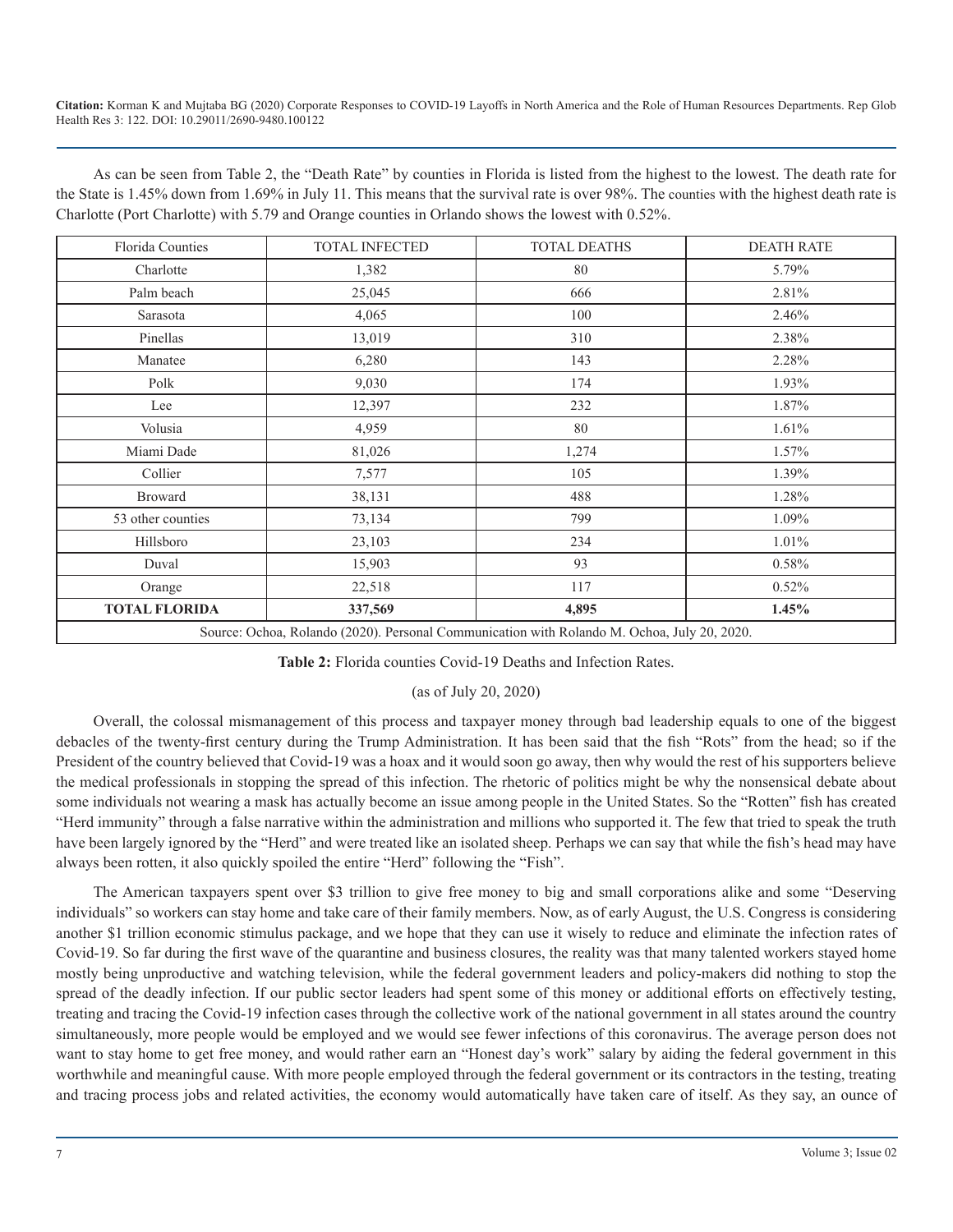As can be seen from Table 2, the "Death Rate" by counties in Florida is listed from the highest to the lowest. The death rate for the State is 1.45% down from 1.69% in July 11. This means that the survival rate is over 98%. The counties with the highest death rate is Charlotte (Port Charlotte) with 5.79 and Orange counties in Orlando shows the lowest with 0.52%.

| Florida Counties | TOTAL INFECTED | TOTAL DEATHS | DEATH RATE |
|---|---|---|---|
| Charlotte | 1,382 | 80 | 5.79% |
| Palm beach | 25,045 | 666 | 2.81% |
| Sarasota | 4,065 | 100 | 2.46% |
| Pinellas | 13,019 | 310 | 2.38% |
| Manatee | 6,280 | 143 | 2.28% |
| Polk | 9,030 | 174 | 1.93% |
| Lee | 12,397 | 232 | 1.87% |
| Volusia | 4,959 | 80 | 1.61% |
| Miami Dade | 81,026 | 1,274 | 1.57% |
| Collier | 7,577 | 105 | 1.39% |
| Broward | 38,131 | 488 | 1.28% |
| 53 other counties | 73,134 | 799 | 1.09% |
| Hillsboro | 23,103 | 234 | 1.01% |
| Duval | 15,903 | 93 | 0.58% |
| Orange | 22,518 | 117 | 0.52% |
| **TOTAL FLORIDA** | **337,569** | **4,895** | **1.45%** |
| Source: Ochoa, Rolando (2020). Personal Communication with Rolando M. Ochoa, July 20, 2020. | | | |

**Table 2:** Florida counties Covid-19 Deaths and Infection Rates.

(as of July 20, 2020)

Overall, the colossal mismanagement of this process and taxpayer money through bad leadership equals to one of the biggest debacles of the twenty-first century during the Trump Administration. It has been said that the fish "Rots" from the head; so if the President of the country believed that Covid-19 was a hoax and it would soon go away, then why would the rest of his supporters believe the medical professionals in stopping the spread of this infection. The rhetoric of politics might be why the nonsensical debate about some individuals not wearing a mask has actually become an issue among people in the United States. So the "Rotten" fish has created "Herd immunity" through a false narrative within the administration and millions who supported it. The few that tried to speak the truth have been largely ignored by the "Herd" and were treated like an isolated sheep. Perhaps we can say that while the fish's head may have always been rotten, it also quickly spoiled the entire "Herd" following the "Fish".

The American taxpayers spent over $3 trillion to give free money to big and small corporations alike and some "Deserving individuals" so workers can stay home and take care of their family members. Now, as of early August, the U.S. Congress is considering another $1 trillion economic stimulus package, and we hope that they can use it wisely to reduce and eliminate the infection rates of Covid-19. So far during the first wave of the quarantine and business closures, the reality was that many talented workers stayed home mostly being unproductive and watching television, while the federal government leaders and policy-makers did nothing to stop the spread of the deadly infection. If our public sector leaders had spent some of this money or additional efforts on effectively testing, treating and tracing the Covid-19 infection cases through the collective work of the national government in all states around the country simultaneously, more people would be employed and we would see fewer infections of this coronavirus. The average person does not want to stay home to get free money, and would rather earn an "Honest day's work" salary by aiding the federal government in this worthwhile and meaningful cause. With more people employed through the federal government or its contractors in the testing, treating and tracing process jobs and related activities, the economy would automatically have taken care of itself. As they say, an ounce of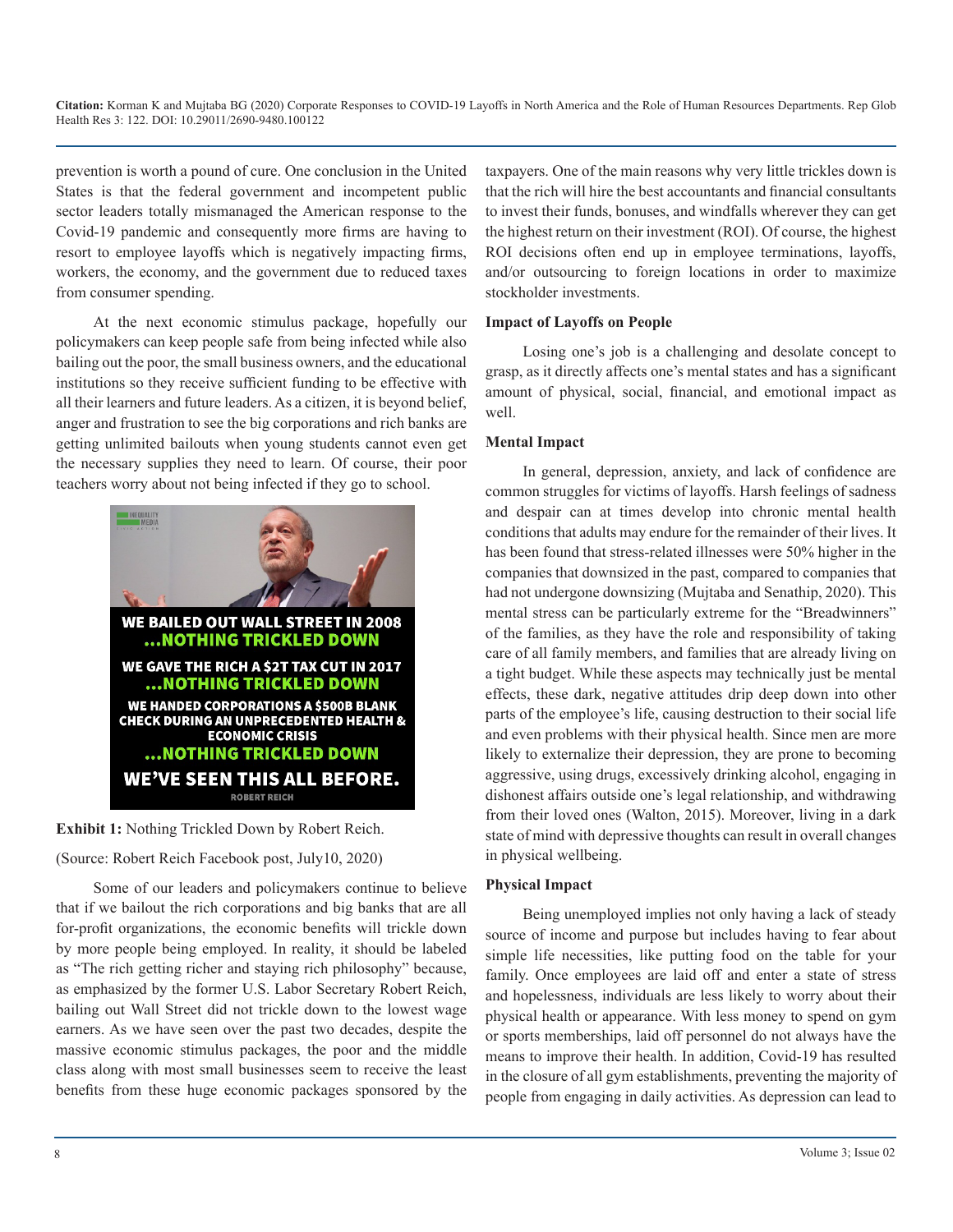prevention is worth a pound of cure. One conclusion in the United States is that the federal government and incompetent public sector leaders totally mismanaged the American response to the Covid-19 pandemic and consequently more firms are having to resort to employee layoffs which is negatively impacting firms, workers, the economy, and the government due to reduced taxes from consumer spending.

At the next economic stimulus package, hopefully our policymakers can keep people safe from being infected while also bailing out the poor, the small business owners, and the educational institutions so they receive sufficient funding to be effective with all their learners and future leaders. As a citizen, it is beyond belief, anger and frustration to see the big corporations and rich banks are getting unlimited bailouts when young students cannot even get the necessary supplies they need to learn. Of course, their poor teachers worry about not being infected if they go to school.

WE BAILED OUT WALL STREET IN 2008
...NOTHING TRICKLED DOWN
WE GAVE THE RICH A $2T TAX CUT IN 2017
...NOTHING TRICKLED DOWN
WE HANDED CORPORATIONS A $500B BLANK CHECK DURING AN UNPRECEDENTED HEALTH & ECONOMIC CRISIS
...NOTHING TRICKLED DOWN
WE'VE SEEN THIS ALL BEFORE.
ROBERT REICH

**Exhibit 1:** Nothing Trickled Down by Robert Reich.

(Source: Robert Reich Facebook post, July10, 2020)

Some of our leaders and policymakers continue to believe that if we bailout the rich corporations and big banks that are all for-profit organizations, the economic benefits will trickle down by more people being employed. In reality, it should be labeled as "The rich getting richer and staying rich philosophy" because, as emphasized by the former U.S. Labor Secretary Robert Reich, bailing out Wall Street did not trickle down to the lowest wage earners. As we have seen over the past two decades, despite the massive economic stimulus packages, the poor and the middle class along with most small businesses seem to receive the least benefits from these huge economic packages sponsored by the taxpayers. One of the main reasons why very little trickles down is that the rich will hire the best accountants and financial consultants to invest their funds, bonuses, and windfalls wherever they can get the highest return on their investment (ROI). Of course, the highest ROI decisions often end up in employee terminations, layoffs, and/or outsourcing to foreign locations in order to maximize stockholder investments.

### Impact of Layoffs on People

Losing one's job is a challenging and desolate concept to grasp, as it directly affects one's mental states and has a significant amount of physical, social, financial, and emotional impact as well.

### Mental Impact

In general, depression, anxiety, and lack of confidence are common struggles for victims of layoffs. Harsh feelings of sadness and despair can at times develop into chronic mental health conditions that adults may endure for the remainder of their lives. It has been found that stress-related illnesses were 50% higher in the companies that downsized in the past, compared to companies that had not undergone downsizing (Mujtaba and Senathip, 2020). This mental stress can be particularly extreme for the "Breadwinners" of the families, as they have the role and responsibility of taking care of all family members, and families that are already living on a tight budget. While these aspects may technically just be mental effects, these dark, negative attitudes drip deep down into other parts of the employee's life, causing destruction to their social life and even problems with their physical health. Since men are more likely to externalize their depression, they are prone to becoming aggressive, using drugs, excessively drinking alcohol, engaging in dishonest affairs outside one's legal relationship, and withdrawing from their loved ones (Walton, 2015). Moreover, living in a dark state of mind with depressive thoughts can result in overall changes in physical wellbeing.

### Physical Impact

Being unemployed implies not only having a lack of steady source of income and purpose but includes having to fear about simple life necessities, like putting food on the table for your family. Once employees are laid off and enter a state of stress and hopelessness, individuals are less likely to worry about their physical health or appearance. With less money to spend on gym or sports memberships, laid off personnel do not always have the means to improve their health. In addition, Covid-19 has resulted in the closure of all gym establishments, preventing the majority of people from engaging in daily activities. As depression can lead to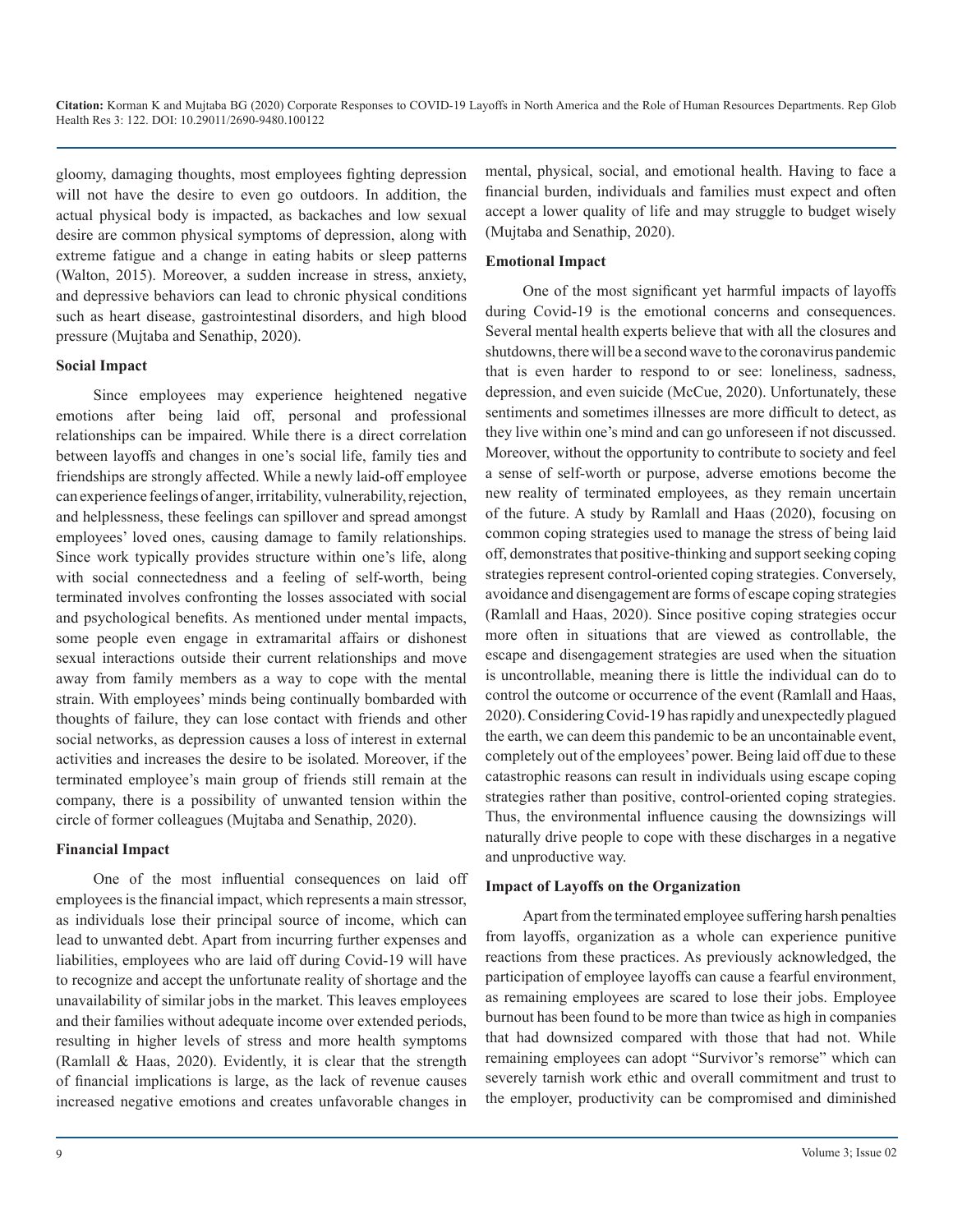gloomy, damaging thoughts, most employees fighting depression will not have the desire to even go outdoors. In addition, the actual physical body is impacted, as backaches and low sexual desire are common physical symptoms of depression, along with extreme fatigue and a change in eating habits or sleep patterns (Walton, 2015). Moreover, a sudden increase in stress, anxiety, and depressive behaviors can lead to chronic physical conditions such as heart disease, gastrointestinal disorders, and high blood pressure (Mujtaba and Senathip, 2020).

**Social Impact**

Since employees may experience heightened negative emotions after being laid off, personal and professional relationships can be impaired. While there is a direct correlation between layoffs and changes in one's social life, family ties and friendships are strongly affected. While a newly laid-off employee can experience feelings of anger, irritability, vulnerability, rejection, and helplessness, these feelings can spillover and spread amongst employees' loved ones, causing damage to family relationships. Since work typically provides structure within one's life, along with social connectedness and a feeling of self-worth, being terminated involves confronting the losses associated with social and psychological benefits. As mentioned under mental impacts, some people even engage in extramarital affairs or dishonest sexual interactions outside their current relationships and move away from family members as a way to cope with the mental strain. With employees' minds being continually bombarded with thoughts of failure, they can lose contact with friends and other social networks, as depression causes a loss of interest in external activities and increases the desire to be isolated. Moreover, if the terminated employee's main group of friends still remain at the company, there is a possibility of unwanted tension within the circle of former colleagues (Mujtaba and Senathip, 2020).

**Financial Impact**

One of the most influential consequences on laid off employees is the financial impact, which represents a main stressor, as individuals lose their principal source of income, which can lead to unwanted debt. Apart from incurring further expenses and liabilities, employees who are laid off during Covid-19 will have to recognize and accept the unfortunate reality of shortage and the unavailability of similar jobs in the market. This leaves employees and their families without adequate income over extended periods, resulting in higher levels of stress and more health symptoms (Ramlall & Haas, 2020). Evidently, it is clear that the strength of financial implications is large, as the lack of revenue causes increased negative emotions and creates unfavorable changes in mental, physical, social, and emotional health. Having to face a financial burden, individuals and families must expect and often accept a lower quality of life and may struggle to budget wisely (Mujtaba and Senathip, 2020).

**Emotional Impact**

One of the most significant yet harmful impacts of layoffs during Covid-19 is the emotional concerns and consequences. Several mental health experts believe that with all the closures and shutdowns, there will be a second wave to the coronavirus pandemic that is even harder to respond to or see: loneliness, sadness, depression, and even suicide (McCue, 2020). Unfortunately, these sentiments and sometimes illnesses are more difficult to detect, as they live within one's mind and can go unforeseen if not discussed. Moreover, without the opportunity to contribute to society and feel a sense of self-worth or purpose, adverse emotions become the new reality of terminated employees, as they remain uncertain of the future. A study by Ramlall and Haas (2020), focusing on common coping strategies used to manage the stress of being laid off, demonstrates that positive-thinking and support seeking coping strategies represent control-oriented coping strategies. Conversely, avoidance and disengagement are forms of escape coping strategies (Ramlall and Haas, 2020). Since positive coping strategies occur more often in situations that are viewed as controllable, the escape and disengagement strategies are used when the situation is uncontrollable, meaning there is little the individual can do to control the outcome or occurrence of the event (Ramlall and Haas, 2020). Considering Covid-19 has rapidly and unexpectedly plagued the earth, we can deem this pandemic to be an uncontainable event, completely out of the employees' power. Being laid off due to these catastrophic reasons can result in individuals using escape coping strategies rather than positive, control-oriented coping strategies. Thus, the environmental influence causing the downsizings will naturally drive people to cope with these discharges in a negative and unproductive way.

**Impact of Layoffs on the Organization**

Apart from the terminated employee suffering harsh penalties from layoffs, organization as a whole can experience punitive reactions from these practices. As previously acknowledged, the participation of employee layoffs can cause a fearful environment, as remaining employees are scared to lose their jobs. Employee burnout has been found to be more than twice as high in companies that had downsized compared with those that had not. While remaining employees can adopt "Survivor's remorse" which can severely tarnish work ethic and overall commitment and trust to the employer, productivity can be compromised and diminished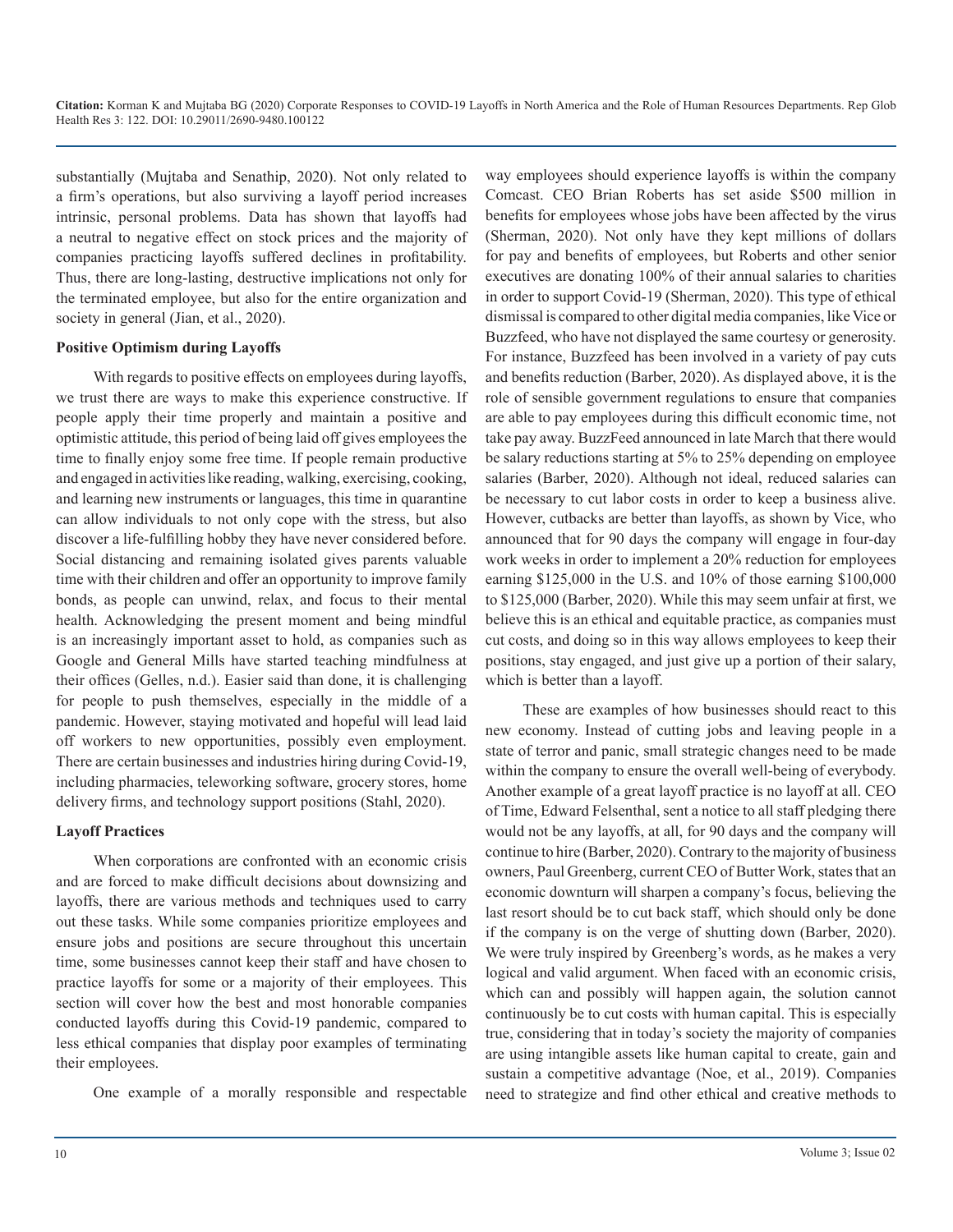substantially (Mujtaba and Senathip, 2020). Not only related to a firm's operations, but also surviving a layoff period increases intrinsic, personal problems. Data has shown that layoffs had a neutral to negative effect on stock prices and the majority of companies practicing layoffs suffered declines in profitability. Thus, there are long-lasting, destructive implications not only for the terminated employee, but also for the entire organization and society in general (Jian, et al., 2020).

**Positive Optimism during Layoffs**

With regards to positive effects on employees during layoffs, we trust there are ways to make this experience constructive. If people apply their time properly and maintain a positive and optimistic attitude, this period of being laid off gives employees the time to finally enjoy some free time. If people remain productive and engaged in activities like reading, walking, exercising, cooking, and learning new instruments or languages, this time in quarantine can allow individuals to not only cope with the stress, but also discover a life-fulfilling hobby they have never considered before. Social distancing and remaining isolated gives parents valuable time with their children and offer an opportunity to improve family bonds, as people can unwind, relax, and focus to their mental health. Acknowledging the present moment and being mindful is an increasingly important asset to hold, as companies such as Google and General Mills have started teaching mindfulness at their offices (Gelles, n.d.). Easier said than done, it is challenging for people to push themselves, especially in the middle of a pandemic. However, staying motivated and hopeful will lead laid off workers to new opportunities, possibly even employment. There are certain businesses and industries hiring during Covid-19, including pharmacies, teleworking software, grocery stores, home delivery firms, and technology support positions (Stahl, 2020).

**Layoff Practices**

When corporations are confronted with an economic crisis and are forced to make difficult decisions about downsizing and layoffs, there are various methods and techniques used to carry out these tasks. While some companies prioritize employees and ensure jobs and positions are secure throughout this uncertain time, some businesses cannot keep their staff and have chosen to practice layoffs for some or a majority of their employees. This section will cover how the best and most honorable companies conducted layoffs during this Covid-19 pandemic, compared to less ethical companies that display poor examples of terminating their employees.

One example of a morally responsible and respectable way employees should experience layoffs is within the company Comcast. CEO Brian Roberts has set aside $500 million in benefits for employees whose jobs have been affected by the virus (Sherman, 2020). Not only have they kept millions of dollars for pay and benefits of employees, but Roberts and other senior executives are donating 100% of their annual salaries to charities in order to support Covid-19 (Sherman, 2020). This type of ethical dismissal is compared to other digital media companies, like Vice or Buzzfeed, who have not displayed the same courtesy or generosity. For instance, Buzzfeed has been involved in a variety of pay cuts and benefits reduction (Barber, 2020). As displayed above, it is the role of sensible government regulations to ensure that companies are able to pay employees during this difficult economic time, not take pay away. BuzzFeed announced in late March that there would be salary reductions starting at 5% to 25% depending on employee salaries (Barber, 2020). Although not ideal, reduced salaries can be necessary to cut labor costs in order to keep a business alive. However, cutbacks are better than layoffs, as shown by Vice, who announced that for 90 days the company will engage in four-day work weeks in order to implement a 20% reduction for employees earning $125,000 in the U.S. and 10% of those earning $100,000 to $125,000 (Barber, 2020). While this may seem unfair at first, we believe this is an ethical and equitable practice, as companies must cut costs, and doing so in this way allows employees to keep their positions, stay engaged, and just give up a portion of their salary, which is better than a layoff.

These are examples of how businesses should react to this new economy. Instead of cutting jobs and leaving people in a state of terror and panic, small strategic changes need to be made within the company to ensure the overall well-being of everybody. Another example of a great layoff practice is no layoff at all. CEO of Time, Edward Felsenthal, sent a notice to all staff pledging there would not be any layoffs, at all, for 90 days and the company will continue to hire (Barber, 2020). Contrary to the majority of business owners, Paul Greenberg, current CEO of Butter Work, states that an economic downturn will sharpen a company's focus, believing the last resort should be to cut back staff, which should only be done if the company is on the verge of shutting down (Barber, 2020). We were truly inspired by Greenberg's words, as he makes a very logical and valid argument. When faced with an economic crisis, which can and possibly will happen again, the solution cannot continuously be to cut costs with human capital. This is especially true, considering that in today's society the majority of companies are using intangible assets like human capital to create, gain and sustain a competitive advantage (Noe, et al., 2019). Companies need to strategize and find other ethical and creative methods to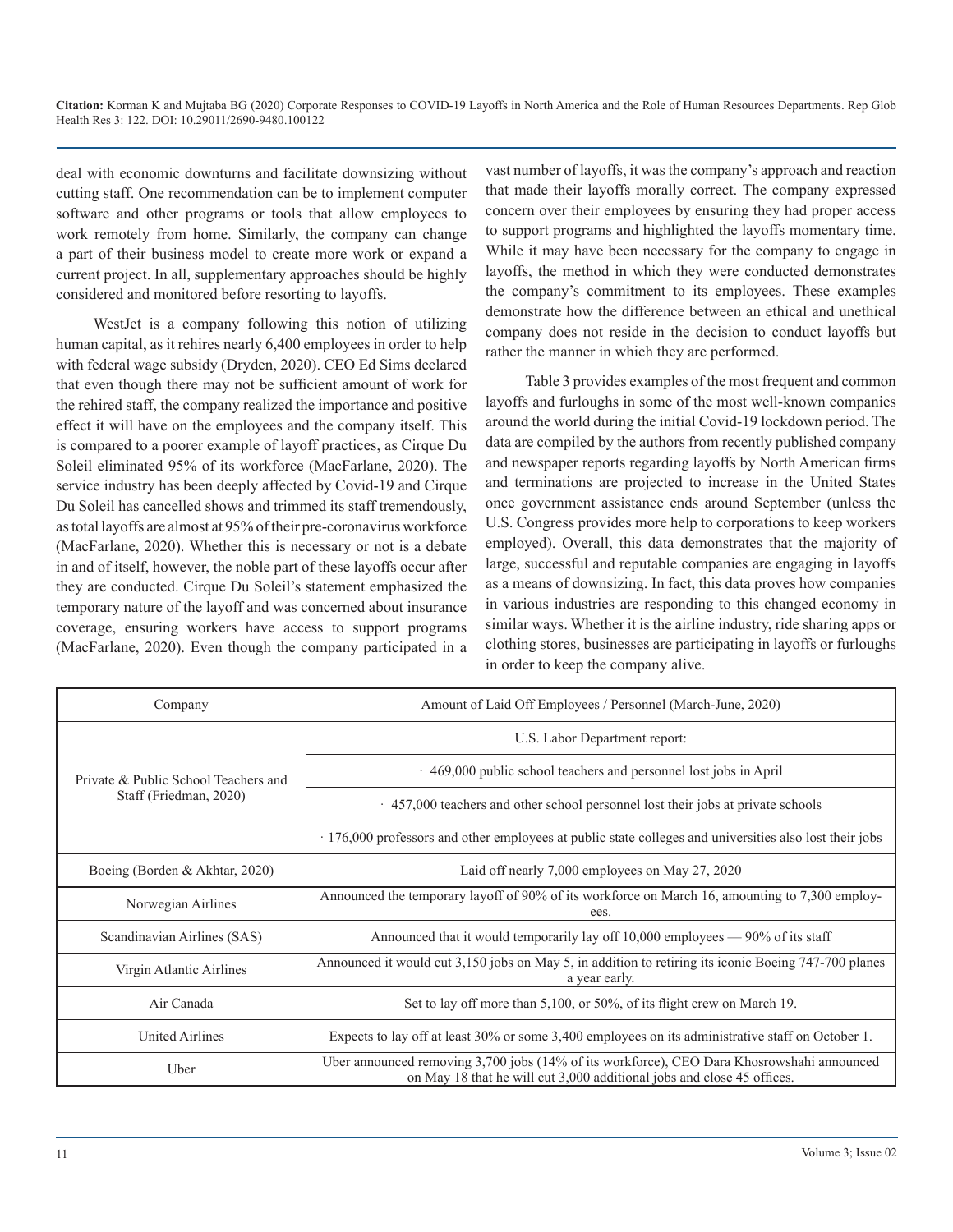deal with economic downturns and facilitate downsizing without cutting staff. One recommendation can be to implement computer software and other programs or tools that allow employees to work remotely from home. Similarly, the company can change a part of their business model to create more work or expand a current project. In all, supplementary approaches should be highly considered and monitored before resorting to layoffs.

WestJet is a company following this notion of utilizing human capital, as it rehires nearly 6,400 employees in order to help with federal wage subsidy (Dryden, 2020). CEO Ed Sims declared that even though there may not be sufficient amount of work for the rehired staff, the company realized the importance and positive effect it will have on the employees and the company itself. This is compared to a poorer example of layoff practices, as Cirque Du Soleil eliminated 95% of its workforce (MacFarlane, 2020). The service industry has been deeply affected by Covid-19 and Cirque Du Soleil has cancelled shows and trimmed its staff tremendously, as total layoffs are almost at 95% of their pre-coronavirus workforce (MacFarlane, 2020). Whether this is necessary or not is a debate in and of itself, however, the noble part of these layoffs occur after they are conducted. Cirque Du Soleil's statement emphasized the temporary nature of the layoff and was concerned about insurance coverage, ensuring workers have access to support programs (MacFarlane, 2020). Even though the company participated in a vast number of layoffs, it was the company's approach and reaction that made their layoffs morally correct. The company expressed concern over their employees by ensuring they had proper access to support programs and highlighted the layoffs momentary time. While it may have been necessary for the company to engage in layoffs, the method in which they were conducted demonstrates the company's commitment to its employees. These examples demonstrate how the difference between an ethical and unethical company does not reside in the decision to conduct layoffs but rather the manner in which they are performed.

Table 3 provides examples of the most frequent and common layoffs and furloughs in some of the most well-known companies around the world during the initial Covid-19 lockdown period. The data are compiled by the authors from recently published company and newspaper reports regarding layoffs by North American firms and terminations are projected to increase in the United States once government assistance ends around September (unless the U.S. Congress provides more help to corporations to keep workers employed). Overall, this data demonstrates that the majority of large, successful and reputable companies are engaging in layoffs as a means of downsizing. In fact, this data proves how companies in various industries are responding to this changed economy in similar ways. Whether it is the airline industry, ride sharing apps or clothing stores, businesses are participating in layoffs or furloughs in order to keep the company alive.

| Company | Amount of Laid Off Employees / Personnel (March-June, 2020) |
|---|---|
| Private & Public School Teachers and Staff (Friedman, 2020) | U.S. Labor Department report: |
| | · 469,000 public school teachers and personnel lost jobs in April |
| | · 457,000 teachers and other school personnel lost their jobs at private schools |
| | · 176,000 professors and other employees at public state colleges and universities also lost their jobs |
| Boeing (Borden & Akhtar, 2020) | Laid off nearly 7,000 employees on May 27, 2020 |
| Norwegian Airlines | Announced the temporary layoff of 90% of its workforce on March 16, amounting to 7,300 employees. |
| Scandinavian Airlines (SAS) | Announced that it would temporarily lay off 10,000 employees — 90% of its staff |
| Virgin Atlantic Airlines | Announced it would cut 3,150 jobs on May 5, in addition to retiring its iconic Boeing 747-700 planes a year early. |
| Air Canada | Set to lay off more than 5,100, or 50%, of its flight crew on March 19. |
| United Airlines | Expects to lay off at least 30% or some 3,400 employees on its administrative staff on October 1. |
| Uber | Uber announced removing 3,700 jobs (14% of its workforce), CEO Dara Khosrowshahi announced on May 18 that he will cut 3,000 additional jobs and close 45 offices. |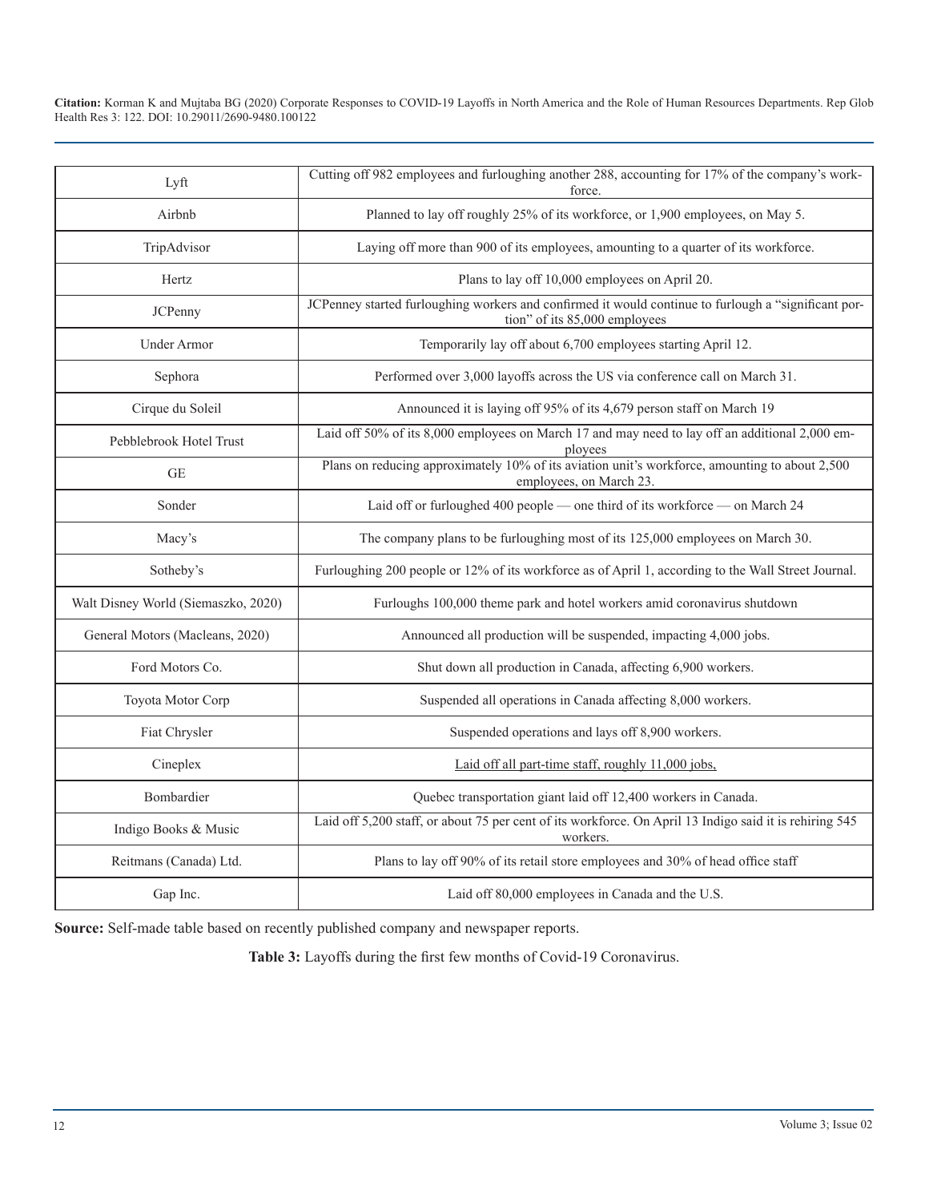| | |
|---|---|
| Lyft | Cutting off 982 employees and furloughing another 288, accounting for 17% of the company's workforce. |
| Airbnb | Planned to lay off roughly 25% of its workforce, or 1,900 employees, on May 5. |
| TripAdvisor | Laying off more than 900 of its employees, amounting to a quarter of its workforce. |
| Hertz | Plans to lay off 10,000 employees on April 20. |
| JCPenny | JCPenney started furloughing workers and confirmed it would continue to furlough a "significant portion" of its 85,000 employees |
| Under Armor | Temporarily lay off about 6,700 employees starting April 12. |
| Sephora | Performed over 3,000 layoffs across the US via conference call on March 31. |
| Cirque du Soleil | Announced it is laying off 95% of its 4,679 person staff on March 19 |
| Pebblebrook Hotel Trust | Laid off 50% of its 8,000 employees on March 17 and may need to lay off an additional 2,000 employees |
| GE | Plans on reducing approximately 10% of its aviation unit's workforce, amounting to about 2,500 employees, on March 23. |
| Sonder | Laid off or furloughed 400 people — one third of its workforce — on March 24 |
| Macy's | The company plans to be furloughing most of its 125,000 employees on March 30. |
| Sotheby's | Furloughing 200 people or 12% of its workforce as of April 1, according to the Wall Street Journal. |
| Walt Disney World (Siemaszko, 2020) | Furloughs 100,000 theme park and hotel workers amid coronavirus shutdown |
| General Motors (Macleans, 2020) | Announced all production will be suspended, impacting 4,000 jobs. |
| Ford Motors Co. | Shut down all production in Canada, affecting 6,900 workers. |
| Toyota Motor Corp | Suspended all operations in Canada affecting 8,000 workers. |
| Fiat Chrysler | Suspended operations and lays off 8,900 workers. |
| Cineplex | Laid off all part-time staff, roughly 11,000 jobs, |
| Bombardier | Quebec transportation giant laid off 12,400 workers in Canada. |
| Indigo Books & Music | Laid off 5,200 staff, or about 75 per cent of its workforce. On April 13 Indigo said it is rehiring 545 workers. |
| Reitmans (Canada) Ltd. | Plans to lay off 90% of its retail store employees and 30% of head office staff |
| Gap Inc. | Laid off 80,000 employees in Canada and the U.S. |

**Source:** Self-made table based on recently published company and newspaper reports.

**Table 3:** Layoffs during the first few months of Covid-19 Coronavirus.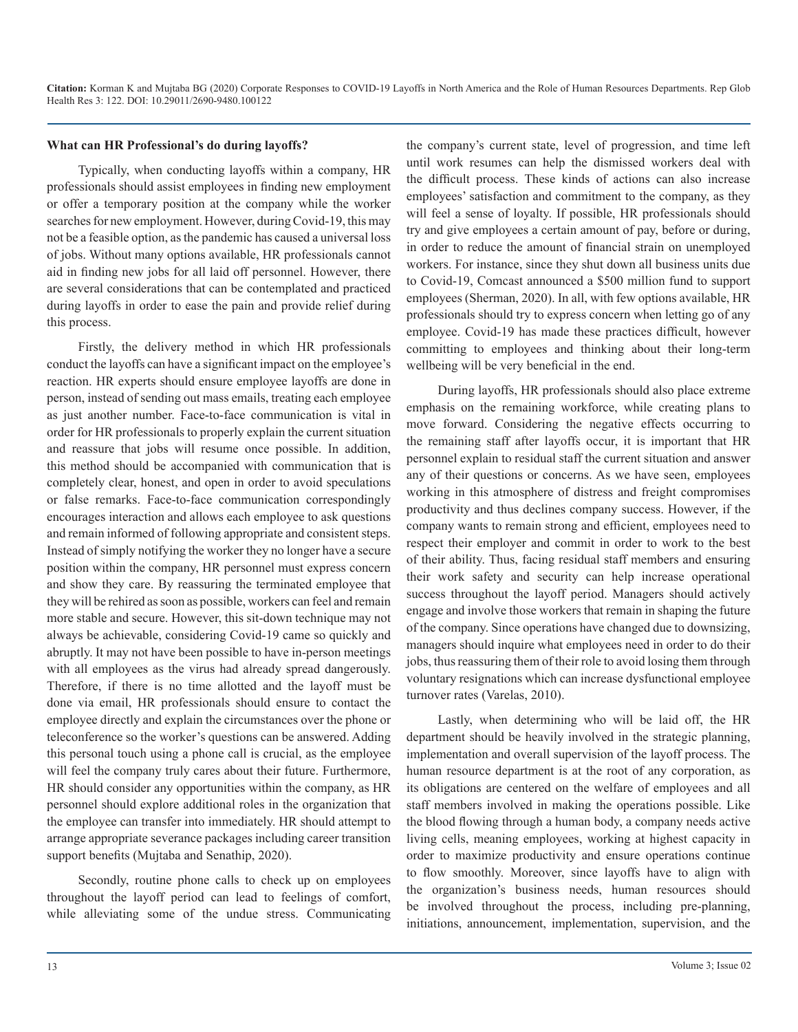**What can HR Professional's do during layoffs?**

Typically, when conducting layoffs within a company, HR professionals should assist employees in finding new employment or offer a temporary position at the company while the worker searches for new employment. However, during Covid-19, this may not be a feasible option, as the pandemic has caused a universal loss of jobs. Without many options available, HR professionals cannot aid in finding new jobs for all laid off personnel. However, there are several considerations that can be contemplated and practiced during layoffs in order to ease the pain and provide relief during this process.

Firstly, the delivery method in which HR professionals conduct the layoffs can have a significant impact on the employee's reaction. HR experts should ensure employee layoffs are done in person, instead of sending out mass emails, treating each employee as just another number. Face-to-face communication is vital in order for HR professionals to properly explain the current situation and reassure that jobs will resume once possible. In addition, this method should be accompanied with communication that is completely clear, honest, and open in order to avoid speculations or false remarks. Face-to-face communication correspondingly encourages interaction and allows each employee to ask questions and remain informed of following appropriate and consistent steps. Instead of simply notifying the worker they no longer have a secure position within the company, HR personnel must express concern and show they care. By reassuring the terminated employee that they will be rehired as soon as possible, workers can feel and remain more stable and secure. However, this sit-down technique may not always be achievable, considering Covid-19 came so quickly and abruptly. It may not have been possible to have in-person meetings with all employees as the virus had already spread dangerously. Therefore, if there is no time allotted and the layoff must be done via email, HR professionals should ensure to contact the employee directly and explain the circumstances over the phone or teleconference so the worker's questions can be answered. Adding this personal touch using a phone call is crucial, as the employee will feel the company truly cares about their future. Furthermore, HR should consider any opportunities within the company, as HR personnel should explore additional roles in the organization that the employee can transfer into immediately. HR should attempt to arrange appropriate severance packages including career transition support benefits (Mujtaba and Senathip, 2020).

Secondly, routine phone calls to check up on employees throughout the layoff period can lead to feelings of comfort, while alleviating some of the undue stress. Communicating the company's current state, level of progression, and time left until work resumes can help the dismissed workers deal with the difficult process. These kinds of actions can also increase employees' satisfaction and commitment to the company, as they will feel a sense of loyalty. If possible, HR professionals should try and give employees a certain amount of pay, before or during, in order to reduce the amount of financial strain on unemployed workers. For instance, since they shut down all business units due to Covid-19, Comcast announced a $500 million fund to support employees (Sherman, 2020). In all, with few options available, HR professionals should try to express concern when letting go of any employee. Covid-19 has made these practices difficult, however committing to employees and thinking about their long-term wellbeing will be very beneficial in the end.

During layoffs, HR professionals should also place extreme emphasis on the remaining workforce, while creating plans to move forward. Considering the negative effects occurring to the remaining staff after layoffs occur, it is important that HR personnel explain to residual staff the current situation and answer any of their questions or concerns. As we have seen, employees working in this atmosphere of distress and freight compromises productivity and thus declines company success. However, if the company wants to remain strong and efficient, employees need to respect their employer and commit in order to work to the best of their ability. Thus, facing residual staff members and ensuring their work safety and security can help increase operational success throughout the layoff period. Managers should actively engage and involve those workers that remain in shaping the future of the company. Since operations have changed due to downsizing, managers should inquire what employees need in order to do their jobs, thus reassuring them of their role to avoid losing them through voluntary resignations which can increase dysfunctional employee turnover rates (Varelas, 2010).

Lastly, when determining who will be laid off, the HR department should be heavily involved in the strategic planning, implementation and overall supervision of the layoff process. The human resource department is at the root of any corporation, as its obligations are centered on the welfare of employees and all staff members involved in making the operations possible. Like the blood flowing through a human body, a company needs active living cells, meaning employees, working at highest capacity in order to maximize productivity and ensure operations continue to flow smoothly. Moreover, since layoffs have to align with the organization's business needs, human resources should be involved throughout the process, including pre-planning, initiations, announcement, implementation, supervision, and the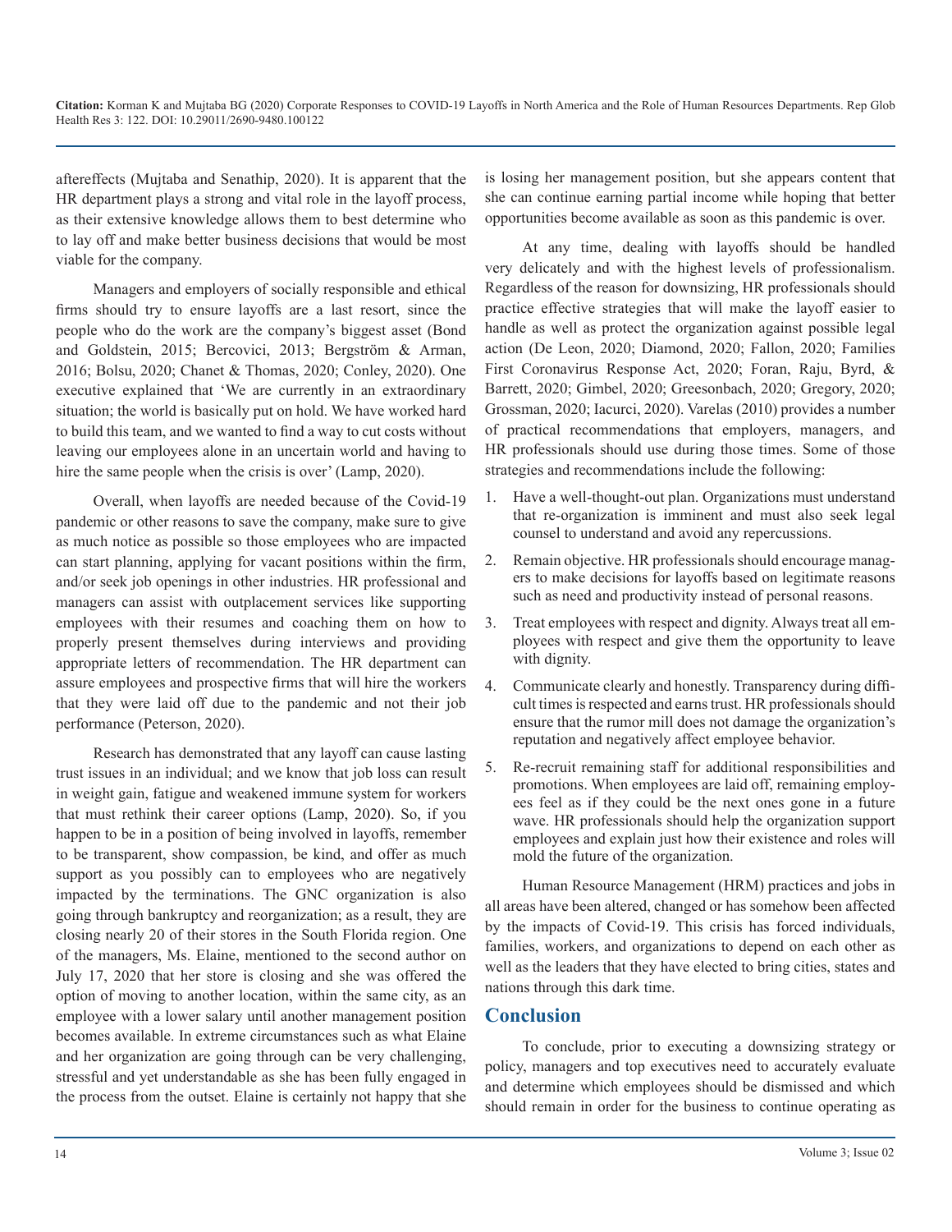aftereffects (Mujtaba and Senathip, 2020). It is apparent that the HR department plays a strong and vital role in the layoff process, as their extensive knowledge allows them to best determine who to lay off and make better business decisions that would be most viable for the company.

Managers and employers of socially responsible and ethical firms should try to ensure layoffs are a last resort, since the people who do the work are the company's biggest asset (Bond and Goldstein, 2015; Bercovici, 2013; Bergström & Arman, 2016; Bolsu, 2020; Chanet & Thomas, 2020; Conley, 2020). One executive explained that 'We are currently in an extraordinary situation; the world is basically put on hold. We have worked hard to build this team, and we wanted to find a way to cut costs without leaving our employees alone in an uncertain world and having to hire the same people when the crisis is over' (Lamp, 2020).

Overall, when layoffs are needed because of the Covid-19 pandemic or other reasons to save the company, make sure to give as much notice as possible so those employees who are impacted can start planning, applying for vacant positions within the firm, and/or seek job openings in other industries. HR professional and managers can assist with outplacement services like supporting employees with their resumes and coaching them on how to properly present themselves during interviews and providing appropriate letters of recommendation. The HR department can assure employees and prospective firms that will hire the workers that they were laid off due to the pandemic and not their job performance (Peterson, 2020).

Research has demonstrated that any layoff can cause lasting trust issues in an individual; and we know that job loss can result in weight gain, fatigue and weakened immune system for workers that must rethink their career options (Lamp, 2020). So, if you happen to be in a position of being involved in layoffs, remember to be transparent, show compassion, be kind, and offer as much support as you possibly can to employees who are negatively impacted by the terminations. The GNC organization is also going through bankruptcy and reorganization; as a result, they are closing nearly 20 of their stores in the South Florida region. One of the managers, Ms. Elaine, mentioned to the second author on July 17, 2020 that her store is closing and she was offered the option of moving to another location, within the same city, as an employee with a lower salary until another management position becomes available. In extreme circumstances such as what Elaine and her organization are going through can be very challenging, stressful and yet understandable as she has been fully engaged in the process from the outset. Elaine is certainly not happy that she is losing her management position, but she appears content that she can continue earning partial income while hoping that better opportunities become available as soon as this pandemic is over.

At any time, dealing with layoffs should be handled very delicately and with the highest levels of professionalism. Regardless of the reason for downsizing, HR professionals should practice effective strategies that will make the layoff easier to handle as well as protect the organization against possible legal action (De Leon, 2020; Diamond, 2020; Fallon, 2020; Families First Coronavirus Response Act, 2020; Foran, Raju, Byrd, & Barrett, 2020; Gimbel, 2020; Greesonbach, 2020; Gregory, 2020; Grossman, 2020; Iacurci, 2020). Varelas (2010) provides a number of practical recommendations that employers, managers, and HR professionals should use during those times. Some of those strategies and recommendations include the following:

1. Have a well-thought-out plan. Organizations must understand that re-organization is imminent and must also seek legal counsel to understand and avoid any repercussions.
2. Remain objective. HR professionals should encourage managers to make decisions for layoffs based on legitimate reasons such as need and productivity instead of personal reasons.
3. Treat employees with respect and dignity. Always treat all employees with respect and give them the opportunity to leave with dignity.
4. Communicate clearly and honestly. Transparency during difficult times is respected and earns trust. HR professionals should ensure that the rumor mill does not damage the organization's reputation and negatively affect employee behavior.
5. Re-recruit remaining staff for additional responsibilities and promotions. When employees are laid off, remaining employees feel as if they could be the next ones gone in a future wave. HR professionals should help the organization support employees and explain just how their existence and roles will mold the future of the organization.

Human Resource Management (HRM) practices and jobs in all areas have been altered, changed or has somehow been affected by the impacts of Covid-19. This crisis has forced individuals, families, workers, and organizations to depend on each other as well as the leaders that they have elected to bring cities, states and nations through this dark time.

## Conclusion

To conclude, prior to executing a downsizing strategy or policy, managers and top executives need to accurately evaluate and determine which employees should be dismissed and which should remain in order for the business to continue operating as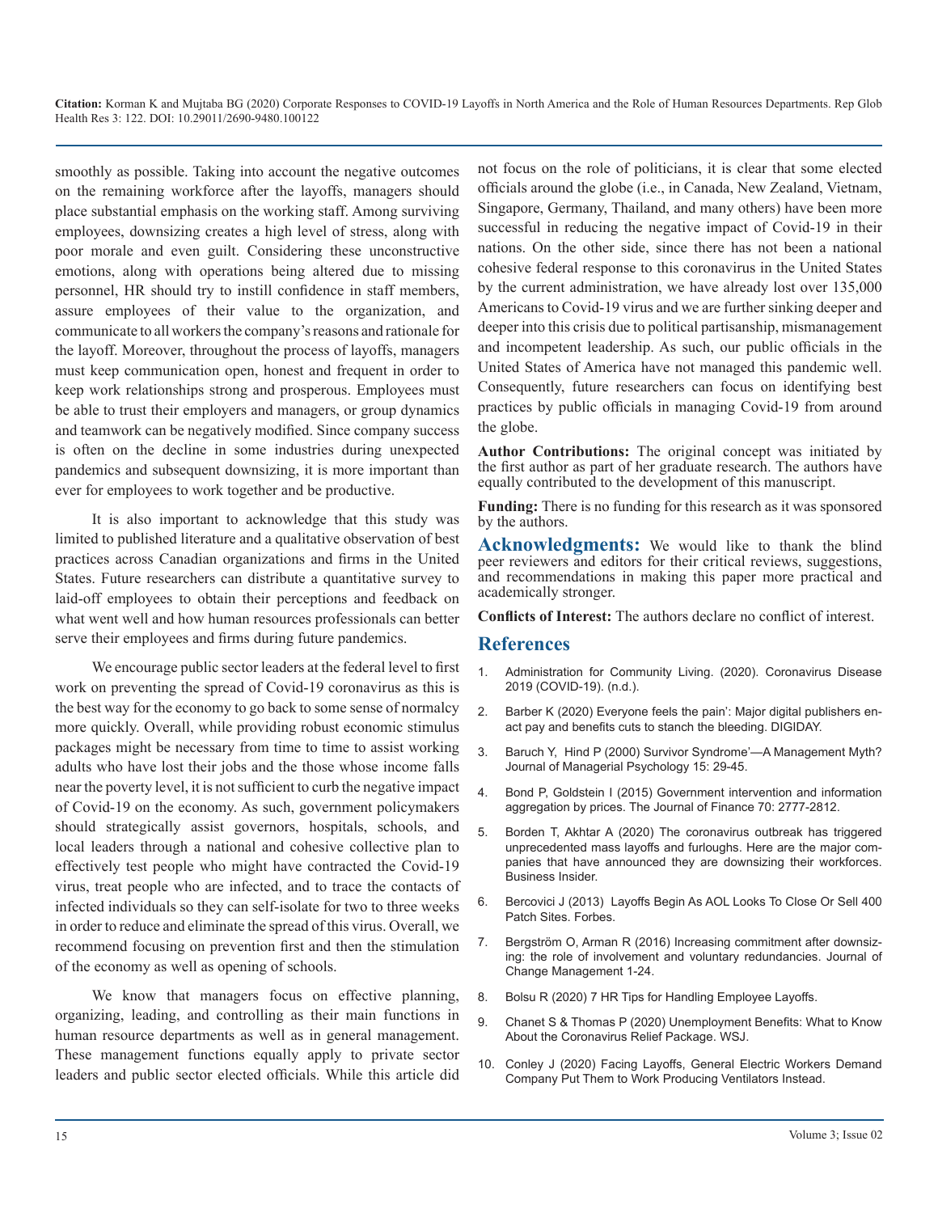smoothly as possible. Taking into account the negative outcomes on the remaining workforce after the layoffs, managers should place substantial emphasis on the working staff. Among surviving employees, downsizing creates a high level of stress, along with poor morale and even guilt. Considering these unconstructive emotions, along with operations being altered due to missing personnel, HR should try to instill confidence in staff members, assure employees of their value to the organization, and communicate to all workers the company's reasons and rationale for the layoff. Moreover, throughout the process of layoffs, managers must keep communication open, honest and frequent in order to keep work relationships strong and prosperous. Employees must be able to trust their employers and managers, or group dynamics and teamwork can be negatively modified. Since company success is often on the decline in some industries during unexpected pandemics and subsequent downsizing, it is more important than ever for employees to work together and be productive.

It is also important to acknowledge that this study was limited to published literature and a qualitative observation of best practices across Canadian organizations and firms in the United States. Future researchers can distribute a quantitative survey to laid-off employees to obtain their perceptions and feedback on what went well and how human resources professionals can better serve their employees and firms during future pandemics.

We encourage public sector leaders at the federal level to first work on preventing the spread of Covid-19 coronavirus as this is the best way for the economy to go back to some sense of normalcy more quickly. Overall, while providing robust economic stimulus packages might be necessary from time to time to assist working adults who have lost their jobs and the those whose income falls near the poverty level, it is not sufficient to curb the negative impact of Covid-19 on the economy. As such, government policymakers should strategically assist governors, hospitals, schools, and local leaders through a national and cohesive collective plan to effectively test people who might have contracted the Covid-19 virus, treat people who are infected, and to trace the contacts of infected individuals so they can self-isolate for two to three weeks in order to reduce and eliminate the spread of this virus. Overall, we recommend focusing on prevention first and then the stimulation of the economy as well as opening of schools.

We know that managers focus on effective planning, organizing, leading, and controlling as their main functions in human resource departments as well as in general management. These management functions equally apply to private sector leaders and public sector elected officials. While this article did not focus on the role of politicians, it is clear that some elected officials around the globe (i.e., in Canada, New Zealand, Vietnam, Singapore, Germany, Thailand, and many others) have been more successful in reducing the negative impact of Covid-19 in their nations. On the other side, since there has not been a national cohesive federal response to this coronavirus in the United States by the current administration, we have already lost over 135,000 Americans to Covid-19 virus and we are further sinking deeper and deeper into this crisis due to political partisanship, mismanagement and incompetent leadership. As such, our public officials in the United States of America have not managed this pandemic well. Consequently, future researchers can focus on identifying best practices by public officials in managing Covid-19 from around the globe.

**Author Contributions:** The original concept was initiated by the first author as part of her graduate research. The authors have equally contributed to the development of this manuscript.

**Funding:** There is no funding for this research as it was sponsored by the authors.

**Acknowledgments:** We would like to thank the blind peer reviewers and editors for their critical reviews, suggestions, and recommendations in making this paper more practical and academically stronger.

**Conflicts of Interest:** The authors declare no conflict of interest.

## References

1. Administration for Community Living. (2020). Coronavirus Disease 2019 (COVID-19). (n.d.).
2. Barber K (2020) Everyone feels the pain': Major digital publishers enact pay and benefits cuts to stanch the bleeding. DIGIDAY.
3. Baruch Y, Hind P (2000) Survivor Syndrome'—A Management Myth? Journal of Managerial Psychology 15: 29-45.
4. Bond P, Goldstein I (2015) Government intervention and information aggregation by prices. The Journal of Finance 70: 2777-2812.
5. Borden T, Akhtar A (2020) The coronavirus outbreak has triggered unprecedented mass layoffs and furloughs. Here are the major companies that have announced they are downsizing their workforces. Business Insider.
6. Bercovici J (2013) Layoffs Begin As AOL Looks To Close Or Sell 400 Patch Sites. Forbes.
7. Bergström O, Arman R (2016) Increasing commitment after downsizing: the role of involvement and voluntary redundancies. Journal of Change Management 1-24.
8. Bolsu R (2020) 7 HR Tips for Handling Employee Layoffs.
9. Chanet S & Thomas P (2020) Unemployment Benefits: What to Know About the Coronavirus Relief Package. WSJ.
10. Conley J (2020) Facing Layoffs, General Electric Workers Demand Company Put Them to Work Producing Ventilators Instead.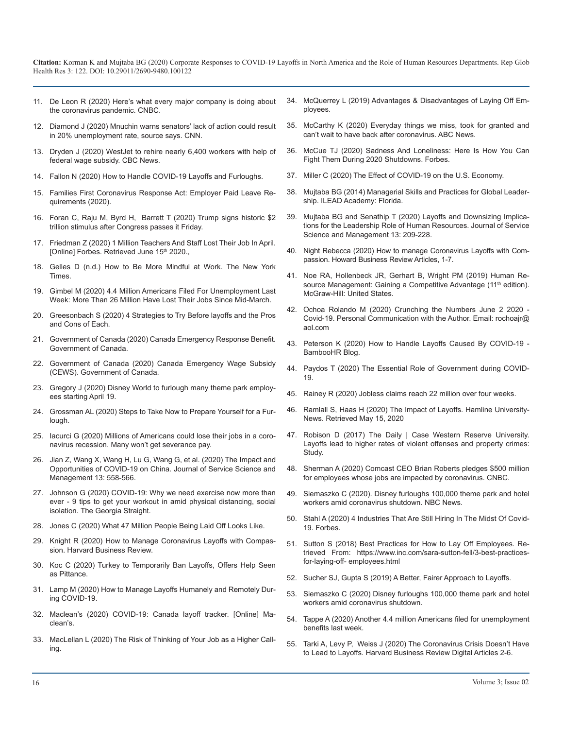11. De Leon R (2020) Here's what every major company is doing about the coronavirus pandemic. CNBC.
12. Diamond J (2020) Mnuchin warns senators' lack of action could result in 20% unemployment rate, source says. CNN.
13. Dryden J (2020) WestJet to rehire nearly 6,400 workers with help of federal wage subsidy. CBC News.
14. Fallon N (2020) How to Handle COVID-19 Layoffs and Furloughs.
15. Families First Coronavirus Response Act: Employer Paid Leave Requirements (2020).
16. Foran C, Raju M, Byrd H, Barrett T (2020) Trump signs historic $2 trillion stimulus after Congress passes it Friday.
17. Friedman Z (2020) 1 Million Teachers And Staff Lost Their Job In April. [Online] Forbes. Retrieved June 15th 2020.,
18. Gelles D (n.d.) How to Be More Mindful at Work. The New York Times.
19. Gimbel M (2020) 4.4 Million Americans Filed For Unemployment Last Week: More Than 26 Million Have Lost Their Jobs Since Mid-March.
20. Greesonbach S (2020) 4 Strategies to Try Before layoffs and the Pros and Cons of Each.
21. Government of Canada (2020) Canada Emergency Response Benefit. Government of Canada.
22. Government of Canada (2020) Canada Emergency Wage Subsidy (CEWS). Government of Canada.
23. Gregory J (2020) Disney World to furlough many theme park employees starting April 19.
24. Grossman AL (2020) Steps to Take Now to Prepare Yourself for a Furlough.
25. Iacurci G (2020) Millions of Americans could lose their jobs in a coronavirus recession. Many won't get severance pay.
26. Jian Z, Wang X, Wang H, Lu G, Wang G, et al. (2020) The Impact and Opportunities of COVID-19 on China. Journal of Service Science and Management 13: 558-566.
27. Johnson G (2020) COVID-19: Why we need exercise now more than ever - 9 tips to get your workout in amid physical distancing, social isolation. The Georgia Straight.
28. Jones C (2020) What 47 Million People Being Laid Off Looks Like.
29. Knight R (2020) How to Manage Coronavirus Layoffs with Compassion. Harvard Business Review.
30. Koc C (2020) Turkey to Temporarily Ban Layoffs, Offers Help Seen as Pittance.
31. Lamp M (2020) How to Manage Layoffs Humanely and Remotely During COVID-19.
32. Maclean's (2020) COVID-19: Canada layoff tracker. [Online] Maclean's.
33. MacLellan L (2020) The Risk of Thinking of Your Job as a Higher Calling.
34. McQuerrey L (2019) Advantages & Disadvantages of Laying Off Employees.
35. McCarthy K (2020) Everyday things we miss, took for granted and can't wait to have back after coronavirus. ABC News.
36. McCue TJ (2020) Sadness And Loneliness: Here Is How You Can Fight Them During 2020 Shutdowns. Forbes.
37. Miller C (2020) The Effect of COVID-19 on the U.S. Economy.
38. Mujtaba BG (2014) Managerial Skills and Practices for Global Leadership. ILEAD Academy: Florida.
39. Mujtaba BG and Senathip T (2020) Layoffs and Downsizing Implications for the Leadership Role of Human Resources. Journal of Service Science and Management 13: 209-228.
40. Night Rebecca (2020) How to manage Coronavirus Layoffs with Compassion. Howard Business Review Articles, 1-7.
41. Noe RA, Hollenbeck JR, Gerhart B, Wright PM (2019) Human Resource Management: Gaining a Competitive Advantage (11th edition). McGraw-Hill: United States.
42. Ochoa Rolando M (2020) Crunching the Numbers June 2 2020 - Covid-19. Personal Communication with the Author. Email: rochoajr@aol.com
43. Peterson K (2020) How to Handle Layoffs Caused By COVID-19 - BambooHR Blog.
44. Paydos T (2020) The Essential Role of Government during COVID-19.
45. Rainey R (2020) Jobless claims reach 22 million over four weeks.
46. Ramlall S, Haas H (2020) The Impact of Layoffs. Hamline University-News. Retrieved May 15, 2020
47. Robison D (2017) The Daily | Case Western Reserve University. Layoffs lead to higher rates of violent offenses and property crimes: Study.
48. Sherman A (2020) Comcast CEO Brian Roberts pledges $500 million for employees whose jobs are impacted by coronavirus. CNBC.
49. Siemaszko C (2020). Disney furloughs 100,000 theme park and hotel workers amid coronavirus shutdown. NBC News.
50. Stahl A (2020) 4 Industries That Are Still Hiring In The Midst Of Covid-19. Forbes.
51. Sutton S (2018) Best Practices for How to Lay Off Employees. Retrieved From: https://www.inc.com/sara-sutton-fell/3-best-practices-for-laying-off- employees.html
52. Sucher SJ, Gupta S (2019) A Better, Fairer Approach to Layoffs.
53. Siemaszko C (2020) Disney furloughs 100,000 theme park and hotel workers amid coronavirus shutdown.
54. Tappe A (2020) Another 4.4 million Americans filed for unemployment benefits last week.
55. Tarki A, Levy P, Weiss J (2020) The Coronavirus Crisis Doesn't Have to Lead to Layoffs. Harvard Business Review Digital Articles 2-6.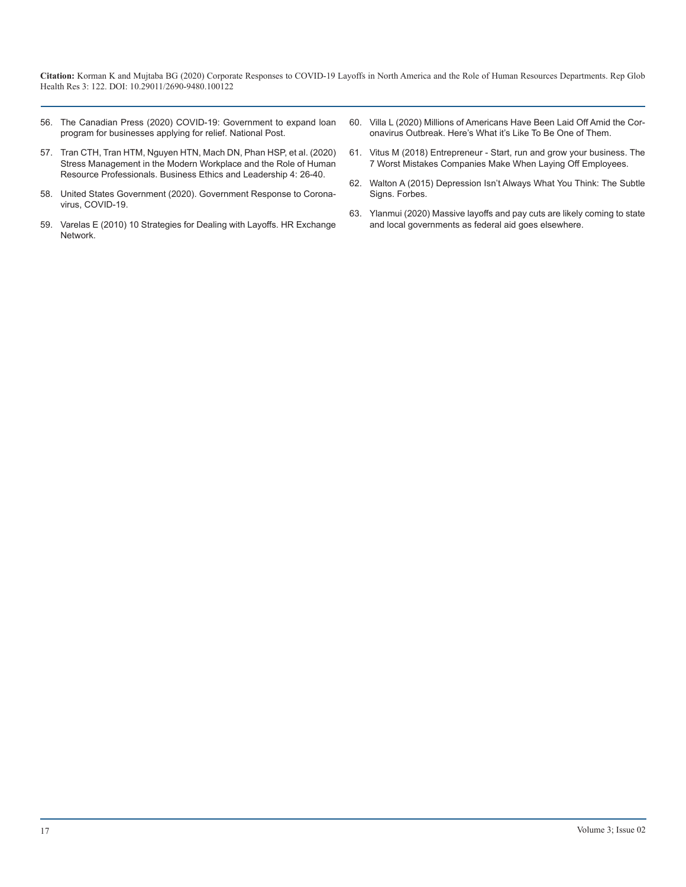56. The Canadian Press (2020) COVID-19: Government to expand loan program for businesses applying for relief. National Post.

57. Tran CTH, Tran HTM, Nguyen HTN, Mach DN, Phan HSP, et al. (2020) Stress Management in the Modern Workplace and the Role of Human Resource Professionals. Business Ethics and Leadership 4: 26-40.

58. United States Government (2020). Government Response to Coronavirus, COVID-19.

59. Varelas E (2010) 10 Strategies for Dealing with Layoffs. HR Exchange Network.

60. Villa L (2020) Millions of Americans Have Been Laid Off Amid the Coronavirus Outbreak. Here's What it's Like To Be One of Them.

61. Vitus M (2018) Entrepreneur - Start, run and grow your business. The 7 Worst Mistakes Companies Make When Laying Off Employees.

62. Walton A (2015) Depression Isn't Always What You Think: The Subtle Signs. Forbes.

63. Ylanmui (2020) Massive layoffs and pay cuts are likely coming to state and local governments as federal aid goes elsewhere.